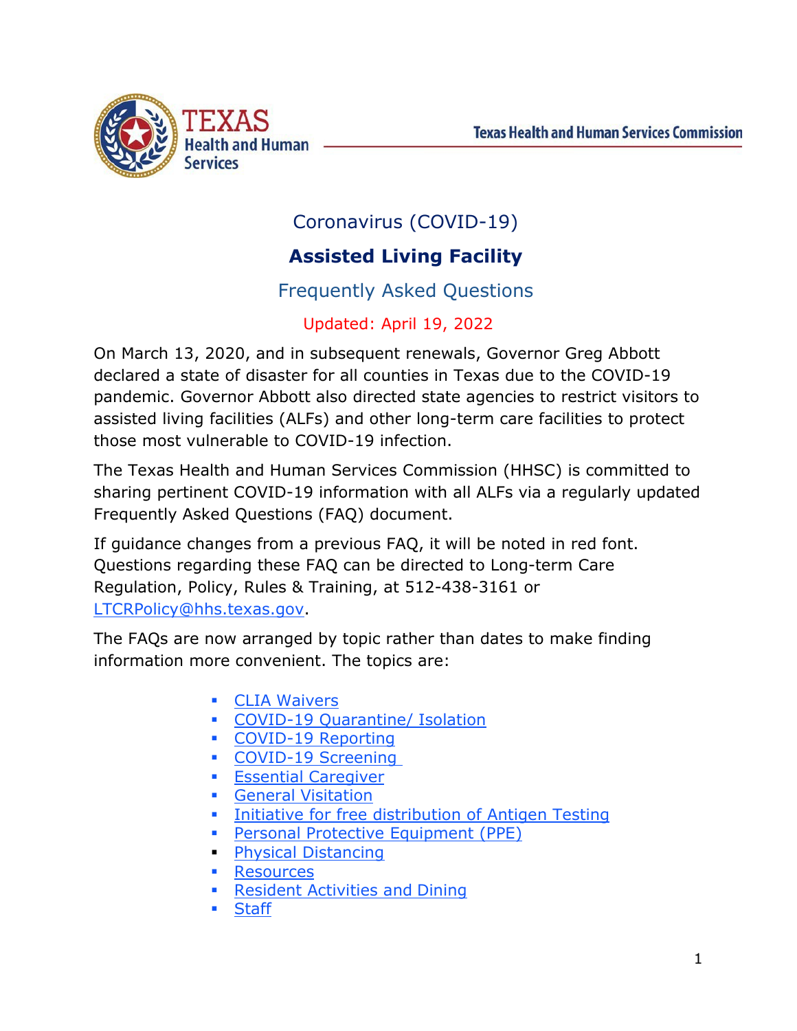Texas Health and Human Services Commission

# Coronavirus (COVID-19)

## Assisted Living Facility

### Frequently Asked Questions

Updated: April 19, 2022

On March 13, 2020, and in subsequent renewals, Governor Greg Abbott declared a state of disaster for all counties in Texas due to the COVID-19 pandemic. Governor Abbott also directed state agencies to restrict visitors to assisted living facilities (ALFs) and other long-term care facilities to protect those most vulnerable to COVID-19 infection.

The Texas Health and Human Services Commission (HHSC) is committed to sharing pertinent COVID-19 information with all ALFs via a regularly updated Frequently Asked Questions (FAQ) document.

If guidance changes from a previous FAQ, it will be noted in red font. Questions regarding these FAQ can be directed to Long-term Care Regulation, Policy, Rules & Training, at 512-438-3161 or LTCRPolicy@hhs.texas.gov.

The FAQs are now arranged by topic rather than dates to make finding information more convenient. The topics are:

- CLIA Waivers
- COVID-19 Quarantine/ Isolation
- COVID-19 Reporting
- COVID-19 Screening
- Essential Caregiver
- General Visitation
- Initiative for free distribution of Antigen Testing
- Personal Protective Equipment (PPE)
- Physical Distancing
- Resources
- Resident Activities and Dining
- Staff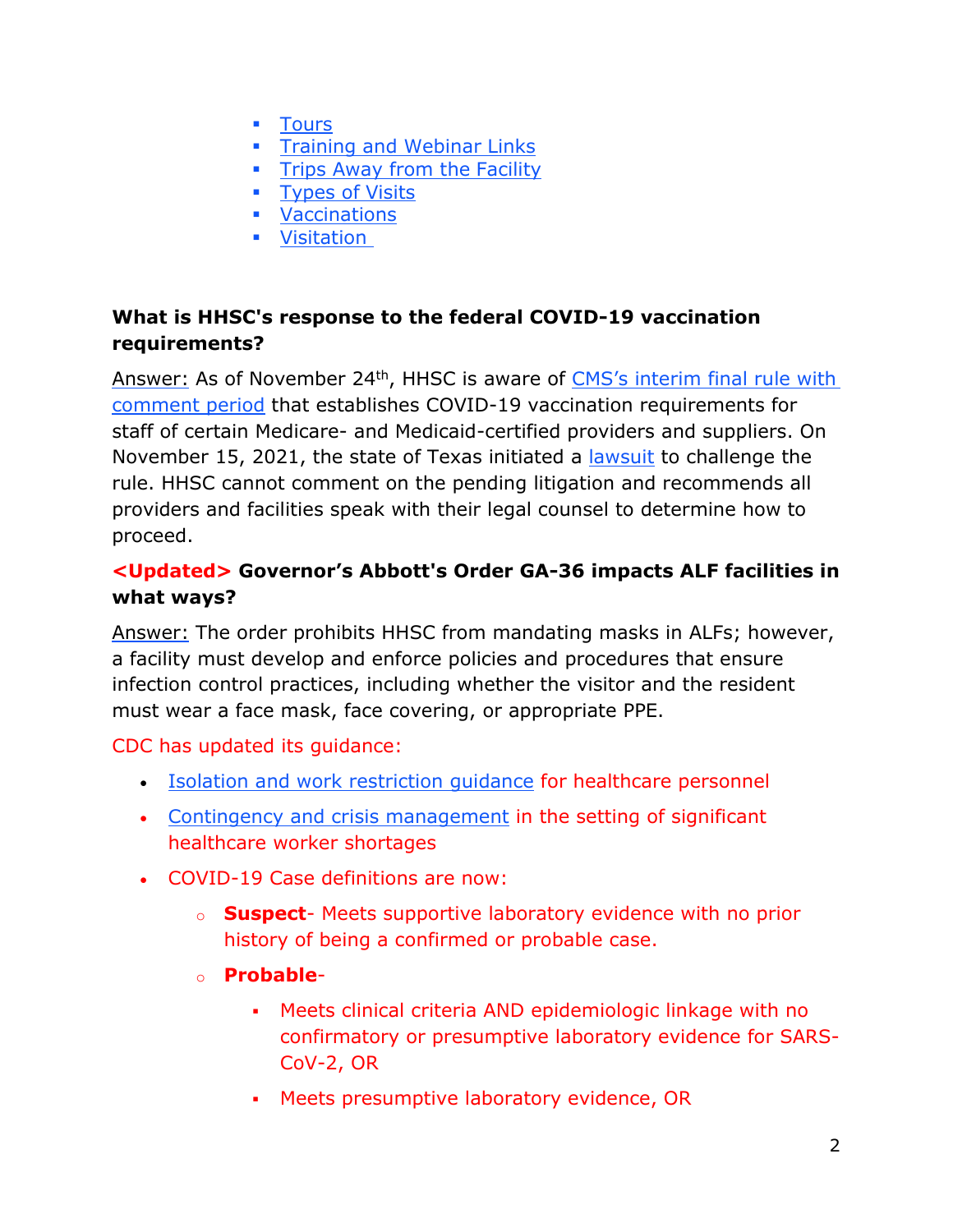- Tours
- Training and Webinar Links
- Trips Away from the Facility
- Types of Visits
- Vaccinations
- Visitation

**What is HHSC's response to the federal COVID-19 vaccination requirements?**

Answer: As of November 24th, HHSC is aware of CMS's interim final rule with comment period that establishes COVID-19 vaccination requirements for staff of certain Medicare- and Medicaid-certified providers and suppliers. On November 15, 2021, the state of Texas initiated a lawsuit to challenge the rule. HHSC cannot comment on the pending litigation and recommends all providers and facilities speak with their legal counsel to determine how to proceed.

**<Updated> Governor's Abbott's Order GA-36 impacts ALF facilities in what ways?**

Answer: The order prohibits HHSC from mandating masks in ALFs; however, a facility must develop and enforce policies and procedures that ensure infection control practices, including whether the visitor and the resident must wear a face mask, face covering, or appropriate PPE.

CDC has updated its guidance:

- Isolation and work restriction guidance for healthcare personnel
- Contingency and crisis management in the setting of significant healthcare worker shortages
- COVID-19 Case definitions are now:
  - **Suspect**- Meets supportive laboratory evidence with no prior history of being a confirmed or probable case.
  - **Probable**-
    - Meets clinical criteria AND epidemiologic linkage with no confirmatory or presumptive laboratory evidence for SARS-CoV-2, OR
    - Meets presumptive laboratory evidence, OR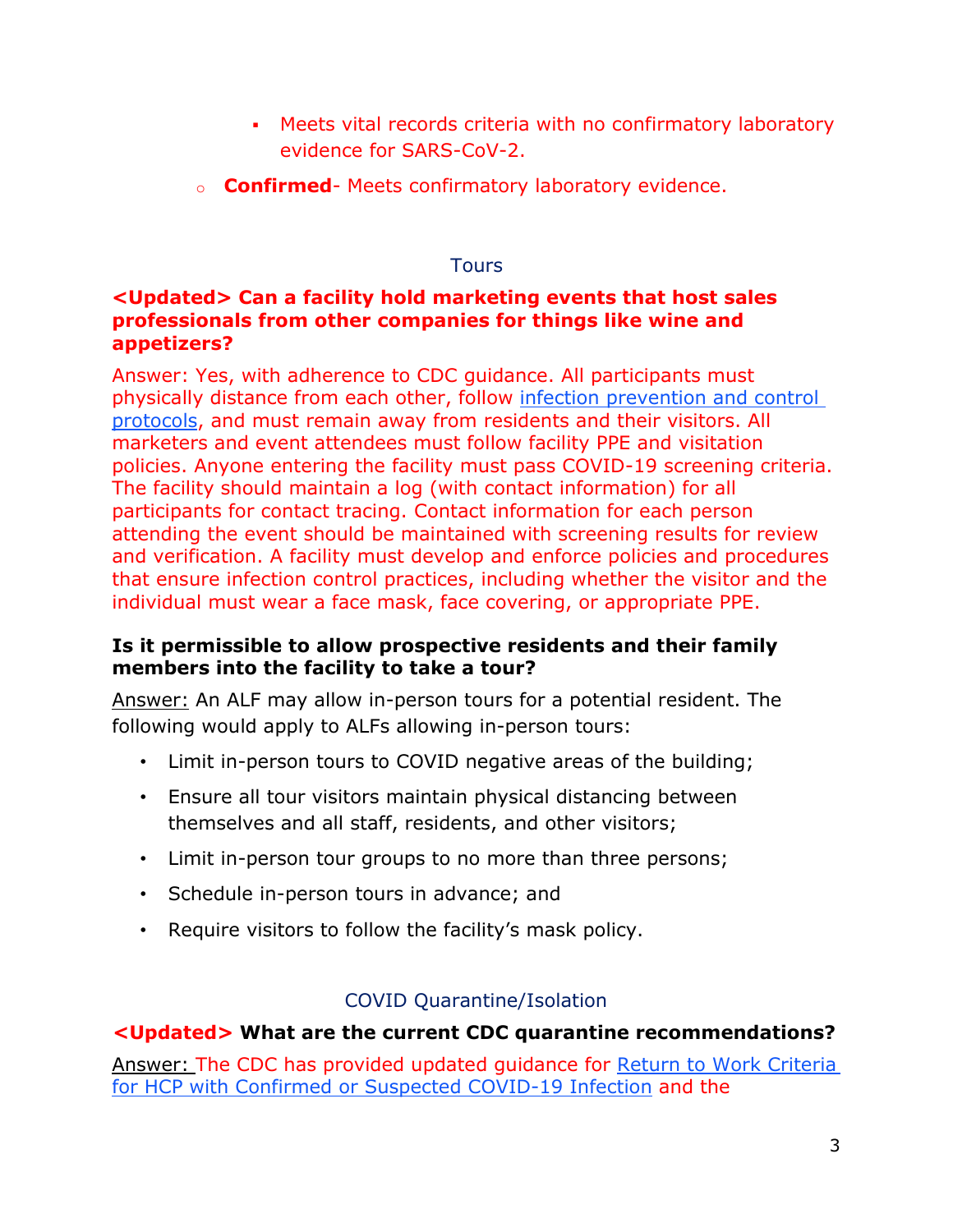- Meets vital records criteria with no confirmatory laboratory evidence for SARS-CoV-2.
- **Confirmed**- Meets confirmatory laboratory evidence.

## Tours

**<Updated> Can a facility hold marketing events that host sales professionals from other companies for things like wine and appetizers?**

Answer: Yes, with adherence to CDC guidance. All participants must physically distance from each other, follow infection prevention and control protocols, and must remain away from residents and their visitors. All marketers and event attendees must follow facility PPE and visitation policies. Anyone entering the facility must pass COVID-19 screening criteria. The facility should maintain a log (with contact information) for all participants for contact tracing. Contact information for each person attending the event should be maintained with screening results for review and verification. A facility must develop and enforce policies and procedures that ensure infection control practices, including whether the visitor and the individual must wear a face mask, face covering, or appropriate PPE.

**Is it permissible to allow prospective residents and their family members into the facility to take a tour?**

Answer: An ALF may allow in-person tours for a potential resident. The following would apply to ALFs allowing in-person tours:

- Limit in-person tours to COVID negative areas of the building;
- Ensure all tour visitors maintain physical distancing between themselves and all staff, residents, and other visitors;
- Limit in-person tour groups to no more than three persons;
- Schedule in-person tours in advance; and
- Require visitors to follow the facility's mask policy.

## COVID Quarantine/Isolation

**<Updated> What are the current CDC quarantine recommendations?**

Answer: The CDC has provided updated guidance for Return to Work Criteria for HCP with Confirmed or Suspected COVID-19 Infection and the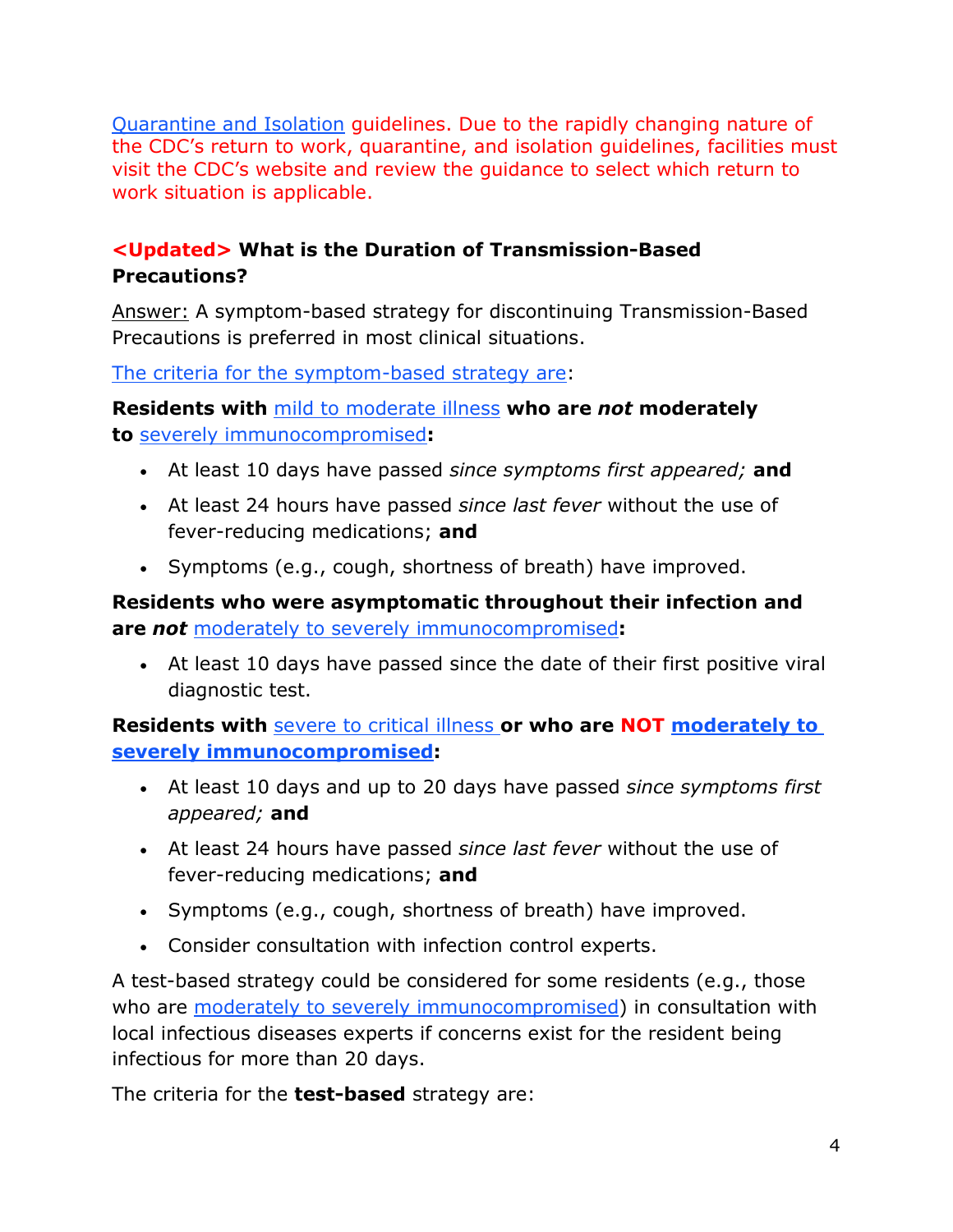Quarantine and Isolation guidelines. Due to the rapidly changing nature of the CDC's return to work, quarantine, and isolation guidelines, facilities must visit the CDC's website and review the guidance to select which return to work situation is applicable.

### <Updated> What is the Duration of Transmission-Based Precautions?

Answer: A symptom-based strategy for discontinuing Transmission-Based Precautions is preferred in most clinical situations.

The criteria for the symptom-based strategy are:

**Residents with mild to moderate illness who are *not* moderately to severely immunocompromised:**

- At least 10 days have passed *since symptoms first appeared;* **and**
- At least 24 hours have passed *since last fever* without the use of fever-reducing medications; **and**
- Symptoms (e.g., cough, shortness of breath) have improved.

**Residents who were asymptomatic throughout their infection and are *not* moderately to severely immunocompromised:**

- At least 10 days have passed since the date of their first positive viral diagnostic test.

**Residents with severe to critical illness or who are NOT moderately to severely immunocompromised:**

- At least 10 days and up to 20 days have passed *since symptoms first appeared;* **and**
- At least 24 hours have passed *since last fever* without the use of fever-reducing medications; **and**
- Symptoms (e.g., cough, shortness of breath) have improved.
- Consider consultation with infection control experts.

A test-based strategy could be considered for some residents (e.g., those who are moderately to severely immunocompromised) in consultation with local infectious diseases experts if concerns exist for the resident being infectious for more than 20 days.

The criteria for the **test-based** strategy are: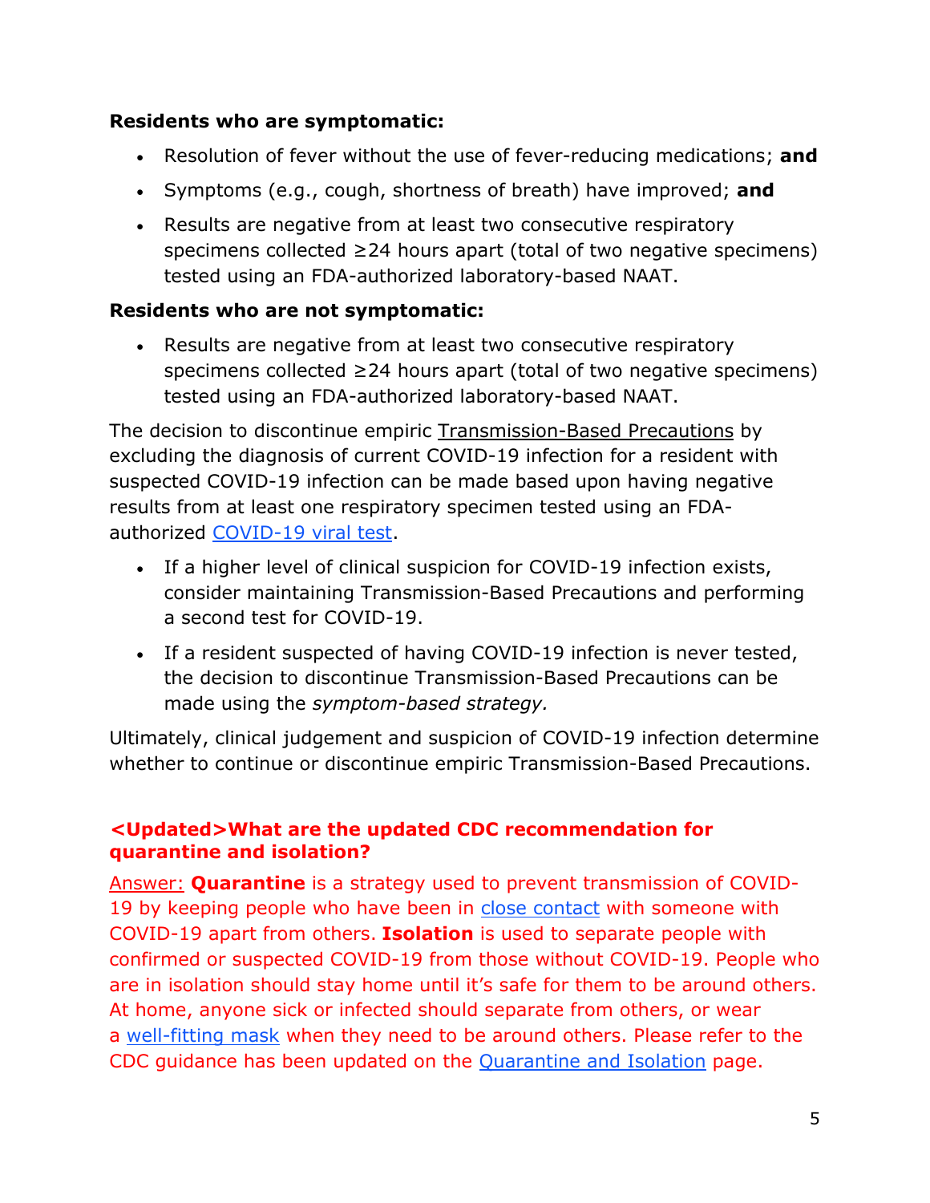**Residents who are symptomatic:**

- Resolution of fever without the use of fever-reducing medications; **and**
- Symptoms (e.g., cough, shortness of breath) have improved; **and**
- Results are negative from at least two consecutive respiratory specimens collected ≥24 hours apart (total of two negative specimens) tested using an FDA-authorized laboratory-based NAAT.

**Residents who are not symptomatic:**

- Results are negative from at least two consecutive respiratory specimens collected ≥24 hours apart (total of two negative specimens) tested using an FDA-authorized laboratory-based NAAT.

The decision to discontinue empiric Transmission-Based Precautions by excluding the diagnosis of current COVID-19 infection for a resident with suspected COVID-19 infection can be made based upon having negative results from at least one respiratory specimen tested using an FDA-authorized COVID-19 viral test.

- If a higher level of clinical suspicion for COVID-19 infection exists, consider maintaining Transmission-Based Precautions and performing a second test for COVID-19.
- If a resident suspected of having COVID-19 infection is never tested, the decision to discontinue Transmission-Based Precautions can be made using the *symptom-based strategy.*

Ultimately, clinical judgement and suspicion of COVID-19 infection determine whether to continue or discontinue empiric Transmission-Based Precautions.

**<Updated>What are the updated CDC recommendation for quarantine and isolation?**

Answer: **Quarantine** is a strategy used to prevent transmission of COVID-19 by keeping people who have been in close contact with someone with COVID-19 apart from others. **Isolation** is used to separate people with confirmed or suspected COVID-19 from those without COVID-19. People who are in isolation should stay home until it's safe for them to be around others. At home, anyone sick or infected should separate from others, or wear a well-fitting mask when they need to be around others. Please refer to the CDC guidance has been updated on the Quarantine and Isolation page.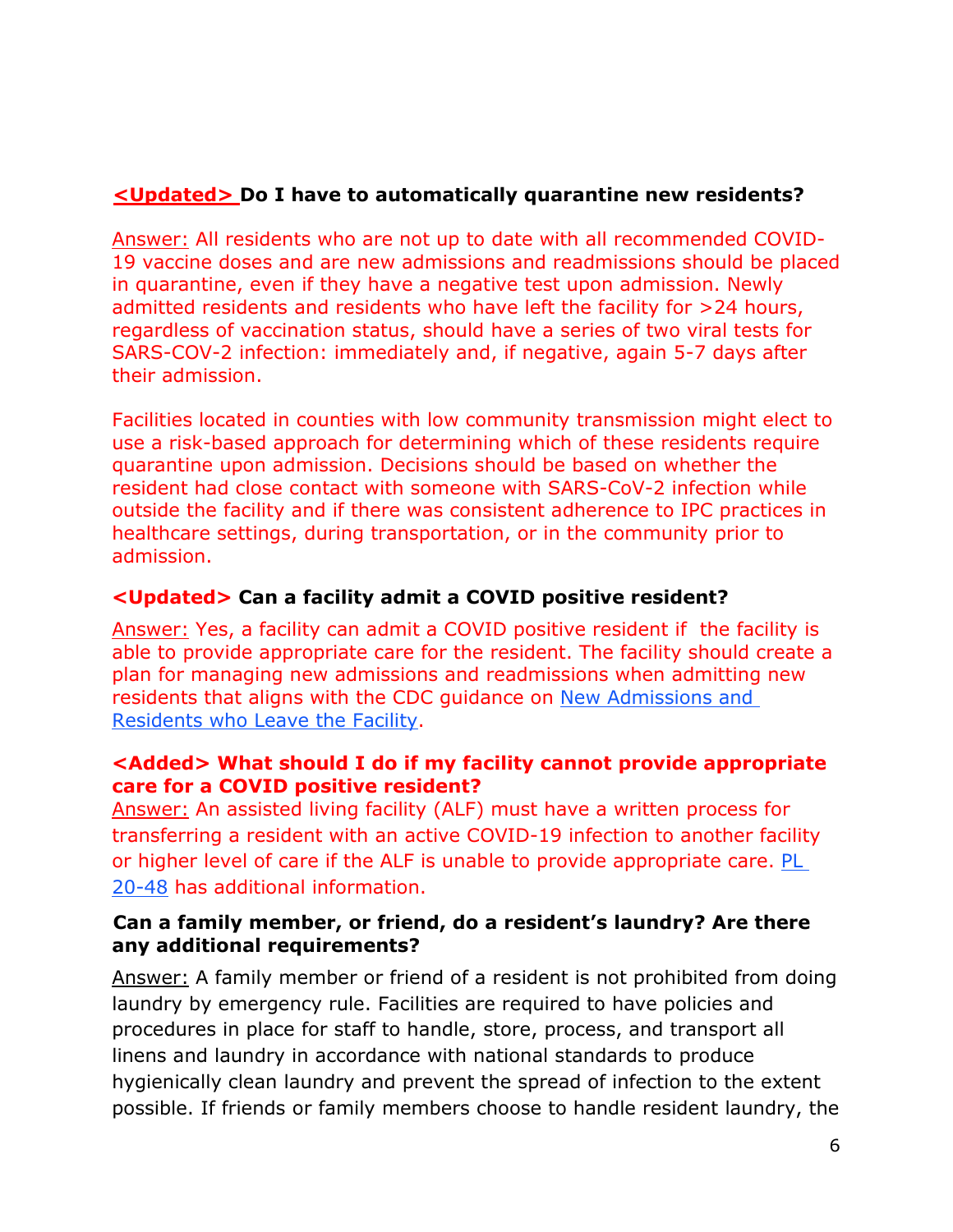**<Updated> Do I have to automatically quarantine new residents?**

Answer: All residents who are not up to date with all recommended COVID-19 vaccine doses and are new admissions and readmissions should be placed in quarantine, even if they have a negative test upon admission. Newly admitted residents and residents who have left the facility for >24 hours, regardless of vaccination status, should have a series of two viral tests for SARS-COV-2 infection: immediately and, if negative, again 5-7 days after their admission.

Facilities located in counties with low community transmission might elect to use a risk-based approach for determining which of these residents require quarantine upon admission. Decisions should be based on whether the resident had close contact with someone with SARS-CoV-2 infection while outside the facility and if there was consistent adherence to IPC practices in healthcare settings, during transportation, or in the community prior to admission.

**<Updated> Can a facility admit a COVID positive resident?**

Answer: Yes, a facility can admit a COVID positive resident if the facility is able to provide appropriate care for the resident. The facility should create a plan for managing new admissions and readmissions when admitting new residents that aligns with the CDC guidance on New Admissions and Residents who Leave the Facility.

**<Added> What should I do if my facility cannot provide appropriate care for a COVID positive resident?**

Answer: An assisted living facility (ALF) must have a written process for transferring a resident with an active COVID-19 infection to another facility or higher level of care if the ALF is unable to provide appropriate care. PL 20-48 has additional information.

**Can a family member, or friend, do a resident's laundry? Are there any additional requirements?**

Answer: A family member or friend of a resident is not prohibited from doing laundry by emergency rule. Facilities are required to have policies and procedures in place for staff to handle, store, process, and transport all linens and laundry in accordance with national standards to produce hygienically clean laundry and prevent the spread of infection to the extent possible. If friends or family members choose to handle resident laundry, the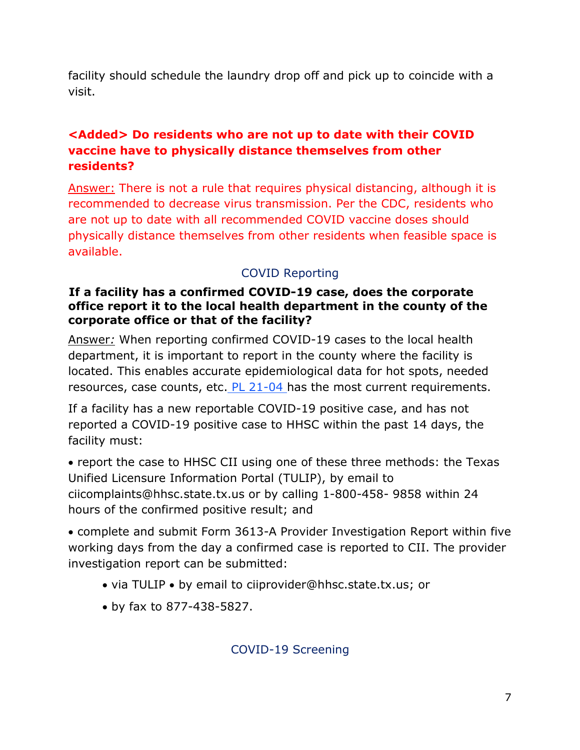facility should schedule the laundry drop off and pick up to coincide with a visit.

**<Added> Do residents who are not up to date with their COVID vaccine have to physically distance themselves from other residents?**

Answer: There is not a rule that requires physical distancing, although it is recommended to decrease virus transmission. Per the CDC, residents who are not up to date with all recommended COVID vaccine doses should physically distance themselves from other residents when feasible space is available.

## COVID Reporting

**If a facility has a confirmed COVID-19 case, does the corporate office report it to the local health department in the county of the corporate office or that of the facility?**

Answer*:* When reporting confirmed COVID-19 cases to the local health department, it is important to report in the county where the facility is located. This enables accurate epidemiological data for hot spots, needed resources, case counts, etc. PL 21-04 has the most current requirements.

If a facility has a new reportable COVID-19 positive case, and has not reported a COVID-19 positive case to HHSC within the past 14 days, the facility must:

- report the case to HHSC CII using one of these three methods: the Texas Unified Licensure Information Portal (TULIP), by email to ciicomplaints@hhsc.state.tx.us or by calling 1-800-458- 9858 within 24 hours of the confirmed positive result; and
- complete and submit Form 3613-A Provider Investigation Report within five working days from the day a confirmed case is reported to CII. The provider investigation report can be submitted:
  - via TULIP • by email to ciiprovider@hhsc.state.tx.us; or
  - by fax to 877-438-5827.

## COVID-19 Screening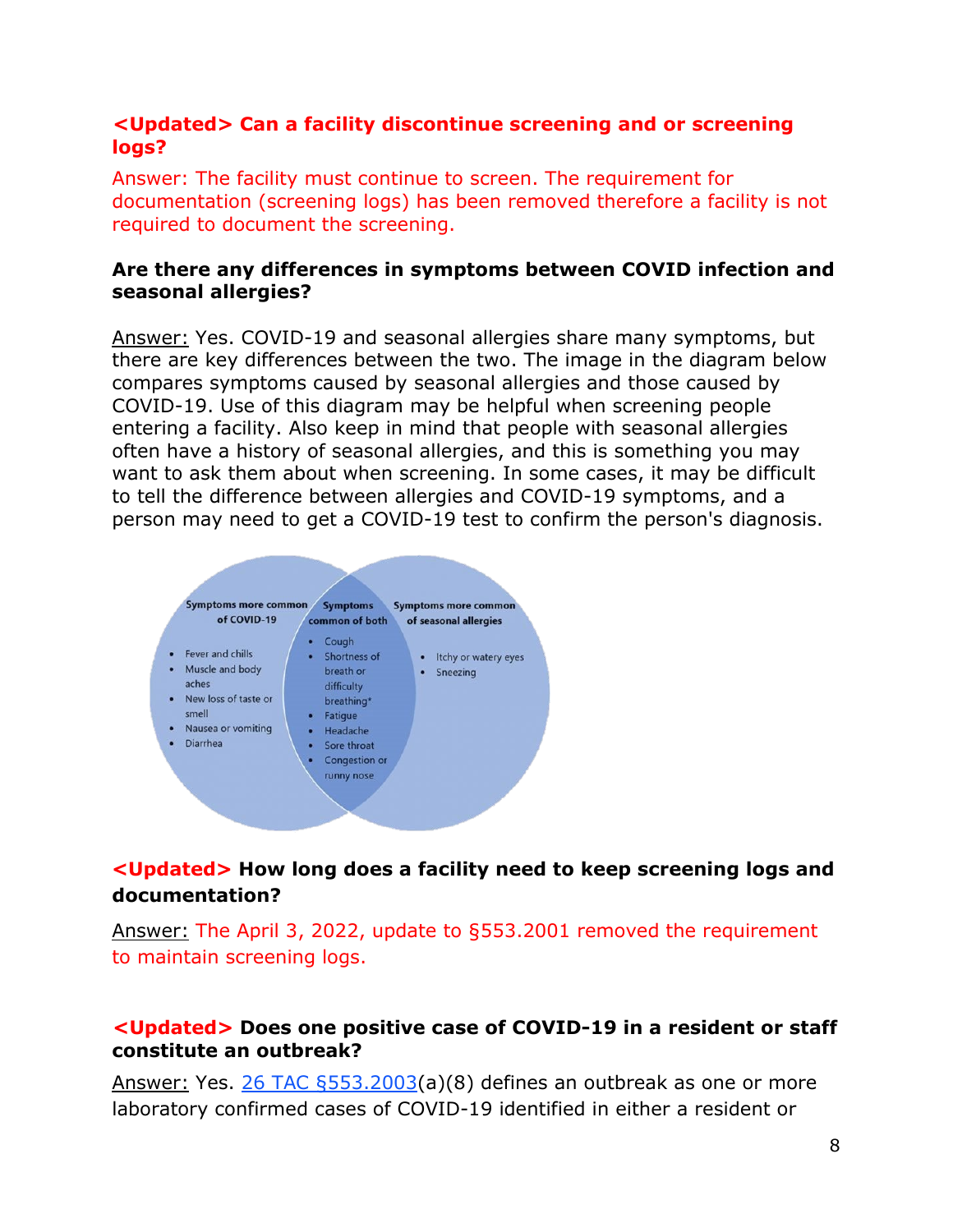**<Updated> Can a facility discontinue screening and or screening logs?**

Answer: The facility must continue to screen. The requirement for documentation (screening logs) has been removed therefore a facility is not required to document the screening.

**Are there any differences in symptoms between COVID infection and seasonal allergies?**

Answer: Yes. COVID-19 and seasonal allergies share many symptoms, but there are key differences between the two. The image in the diagram below compares symptoms caused by seasonal allergies and those caused by COVID-19. Use of this diagram may be helpful when screening people entering a facility. Also keep in mind that people with seasonal allergies often have a history of seasonal allergies, and this is something you may want to ask them about when screening. In some cases, it may be difficult to tell the difference between allergies and COVID-19 symptoms, and a person may need to get a COVID-19 test to confirm the person's diagnosis.

**Symptoms more common of COVID-19**

- Fever and chills
- Muscle and body aches
- New loss of taste or smell
- Nausea or vomiting
- Diarrhea

**Symptoms common of both**

- Cough
- Shortness of breath or difficulty breathing*
- Fatigue
- Headache
- Sore throat
- Congestion or runny nose

**Symptoms more common of seasonal allergies**

- Itchy or watery eyes
- Sneezing

**<Updated> How long does a facility need to keep screening logs and documentation?**

Answer: The April 3, 2022, update to §553.2001 removed the requirement to maintain screening logs.

**<Updated> Does one positive case of COVID-19 in a resident or staff constitute an outbreak?**

Answer: Yes. 26 TAC §553.2003(a)(8) defines an outbreak as one or more laboratory confirmed cases of COVID-19 identified in either a resident or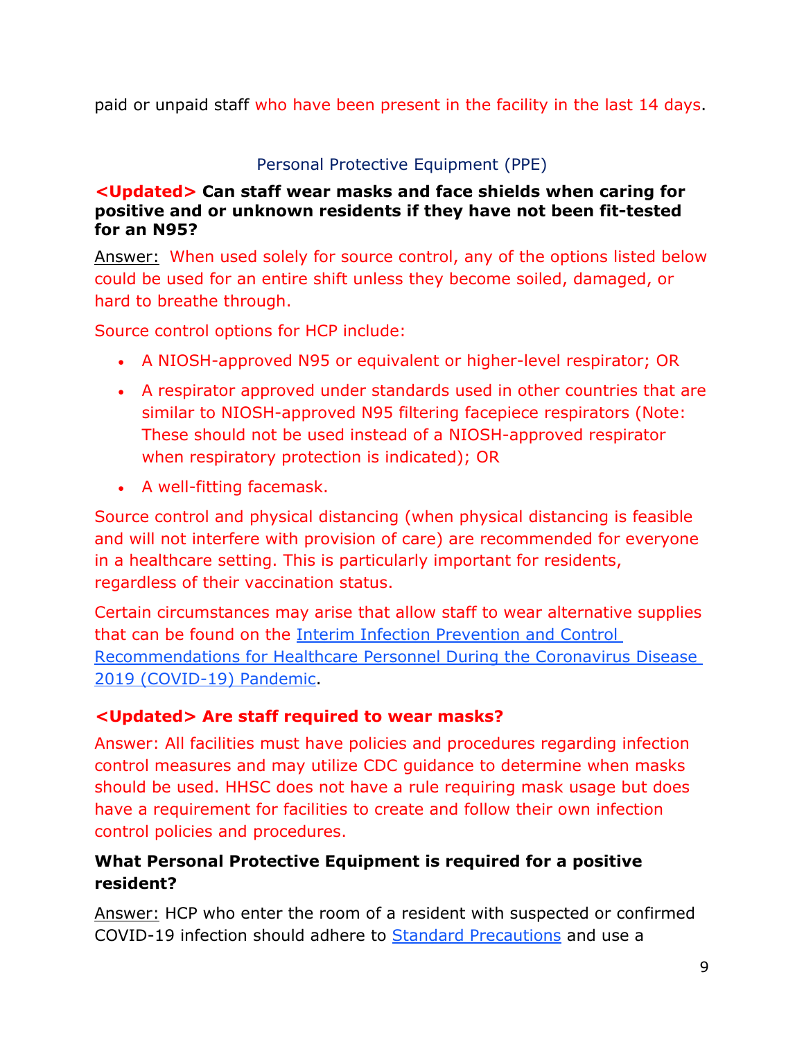paid or unpaid staff who have been present in the facility in the last 14 days.

## Personal Protective Equipment (PPE)

**<Updated> Can staff wear masks and face shields when caring for positive and or unknown residents if they have not been fit-tested for an N95?**

Answer: When used solely for source control, any of the options listed below could be used for an entire shift unless they become soiled, damaged, or hard to breathe through.

Source control options for HCP include:

- A NIOSH-approved N95 or equivalent or higher-level respirator; OR
- A respirator approved under standards used in other countries that are similar to NIOSH-approved N95 filtering facepiece respirators (Note: These should not be used instead of a NIOSH-approved respirator when respiratory protection is indicated); OR
- A well-fitting facemask.

Source control and physical distancing (when physical distancing is feasible and will not interfere with provision of care) are recommended for everyone in a healthcare setting. This is particularly important for residents, regardless of their vaccination status.

Certain circumstances may arise that allow staff to wear alternative supplies that can be found on the [Interim Infection Prevention and Control Recommendations for Healthcare Personnel During the Coronavirus Disease 2019 (COVID-19) Pandemic](#).

**<Updated> Are staff required to wear masks?**

Answer: All facilities must have policies and procedures regarding infection control measures and may utilize CDC guidance to determine when masks should be used. HHSC does not have a rule requiring mask usage but does have a requirement for facilities to create and follow their own infection control policies and procedures.

**What Personal Protective Equipment is required for a positive resident?**

Answer: HCP who enter the room of a resident with suspected or confirmed COVID-19 infection should adhere to [Standard Precautions](#) and use a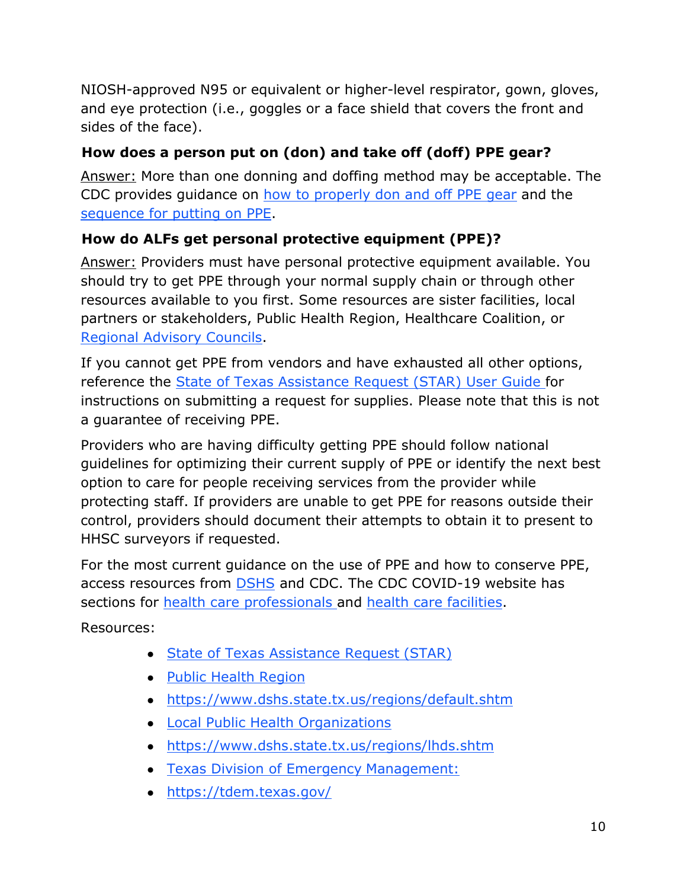NIOSH-approved N95 or equivalent or higher-level respirator, gown, gloves, and eye protection (i.e., goggles or a face shield that covers the front and sides of the face).

### How does a person put on (don) and take off (doff) PPE gear?

Answer: More than one donning and doffing method may be acceptable. The CDC provides guidance on how to properly don and off PPE gear and the sequence for putting on PPE.

### How do ALFs get personal protective equipment (PPE)?

Answer: Providers must have personal protective equipment available. You should try to get PPE through your normal supply chain or through other resources available to you first. Some resources are sister facilities, local partners or stakeholders, Public Health Region, Healthcare Coalition, or Regional Advisory Councils.

If you cannot get PPE from vendors and have exhausted all other options, reference the State of Texas Assistance Request (STAR) User Guide for instructions on submitting a request for supplies. Please note that this is not a guarantee of receiving PPE.

Providers who are having difficulty getting PPE should follow national guidelines for optimizing their current supply of PPE or identify the next best option to care for people receiving services from the provider while protecting staff. If providers are unable to get PPE for reasons outside their control, providers should document their attempts to obtain it to present to HHSC surveyors if requested.

For the most current guidance on the use of PPE and how to conserve PPE, access resources from DSHS and CDC. The CDC COVID-19 website has sections for health care professionals and health care facilities.

Resources:

- State of Texas Assistance Request (STAR)
- Public Health Region
- https://www.dshs.state.tx.us/regions/default.shtm
- Local Public Health Organizations
- https://www.dshs.state.tx.us/regions/lhds.shtm
- Texas Division of Emergency Management:
- https://tdem.texas.gov/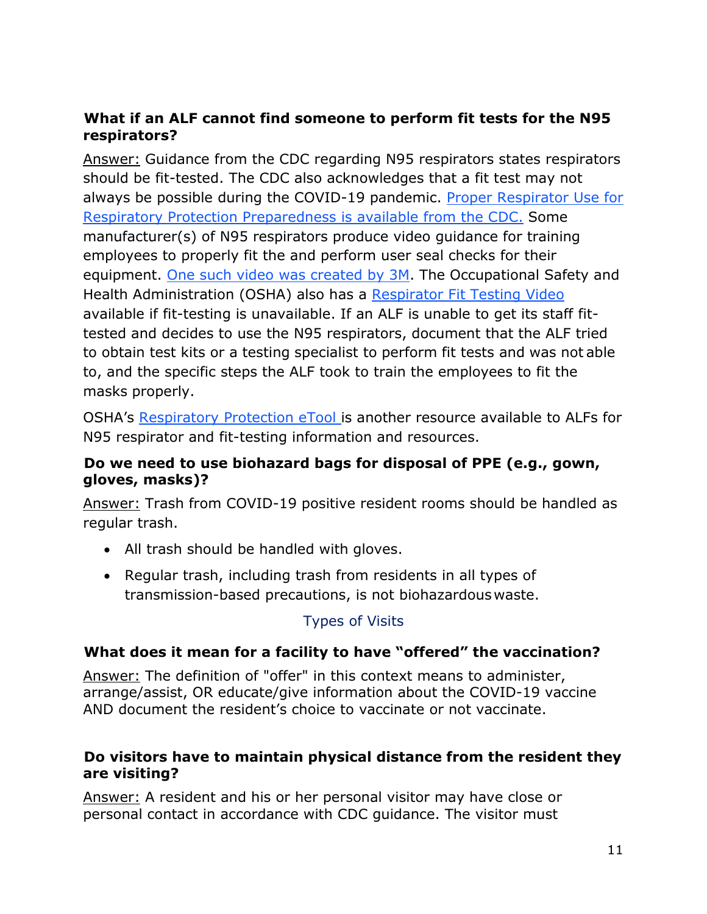### What if an ALF cannot find someone to perform fit tests for the N95 respirators?

Answer: Guidance from the CDC regarding N95 respirators states respirators should be fit-tested. The CDC also acknowledges that a fit test may not always be possible during the COVID-19 pandemic. [Proper Respirator Use for Respiratory Protection Preparedness is available from the CDC.]() Some manufacturer(s) of N95 respirators produce video guidance for training employees to properly fit the and perform user seal checks for their equipment. [One such video was created by 3M](). The Occupational Safety and Health Administration (OSHA) also has a [Respirator Fit Testing Video]() available if fit-testing is unavailable. If an ALF is unable to get its staff fit-tested and decides to use the N95 respirators, document that the ALF tried to obtain test kits or a testing specialist to perform fit tests and was not able to, and the specific steps the ALF took to train the employees to fit the masks properly.

OSHA's [Respiratory Protection eTool]() is another resource available to ALFs for N95 respirator and fit-testing information and resources.

### Do we need to use biohazard bags for disposal of PPE (e.g., gown, gloves, masks)?

Answer: Trash from COVID-19 positive resident rooms should be handled as regular trash.

- All trash should be handled with gloves.
- Regular trash, including trash from residents in all types of transmission-based precautions, is not biohazardous waste.

## Types of Visits

### What does it mean for a facility to have "offered" the vaccination?

Answer: The definition of "offer" in this context means to administer, arrange/assist, OR educate/give information about the COVID-19 vaccine AND document the resident's choice to vaccinate or not vaccinate.

### Do visitors have to maintain physical distance from the resident they are visiting?

Answer: A resident and his or her personal visitor may have close or personal contact in accordance with CDC guidance. The visitor must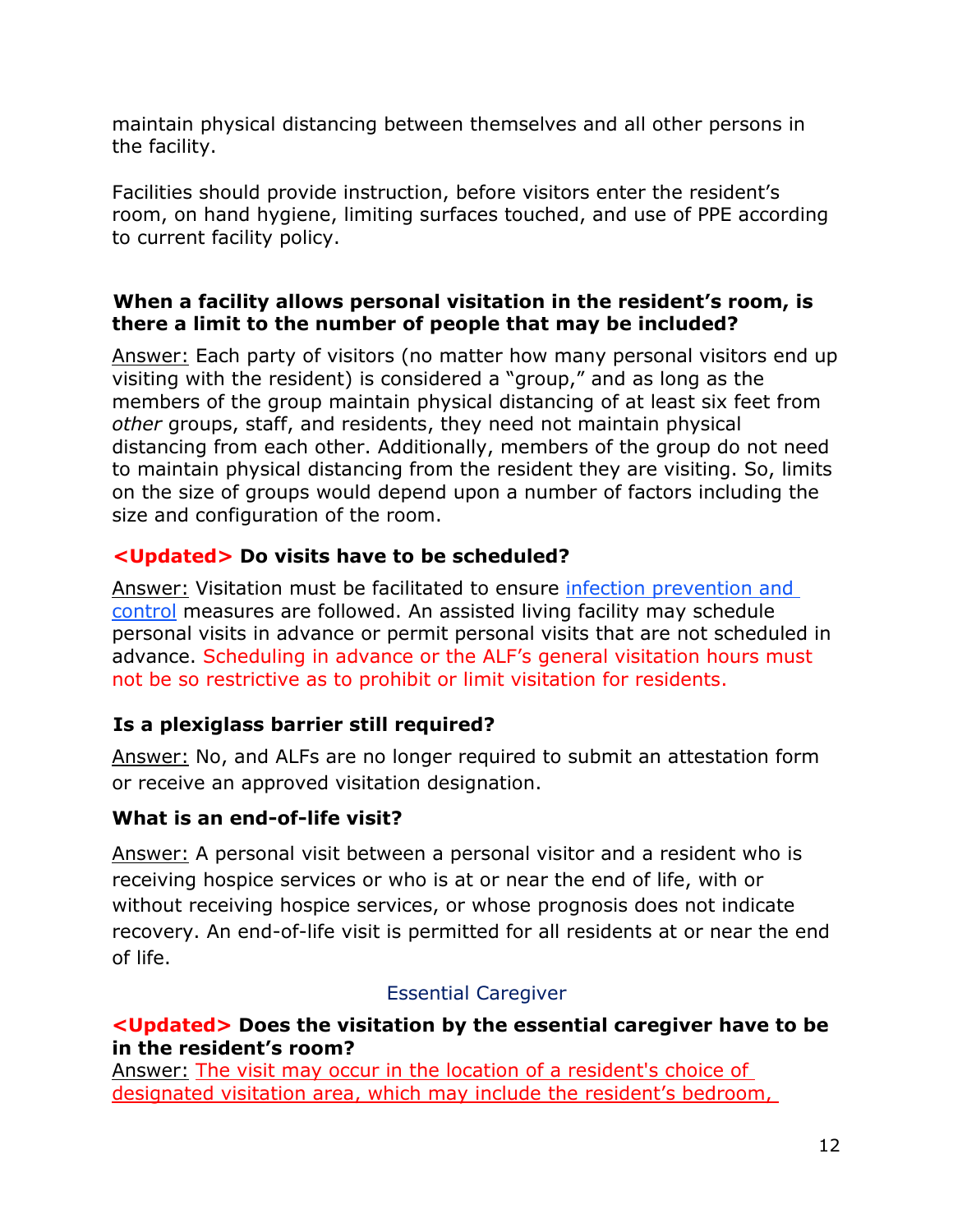maintain physical distancing between themselves and all other persons in the facility.

Facilities should provide instruction, before visitors enter the resident's room, on hand hygiene, limiting surfaces touched, and use of PPE according to current facility policy.

**When a facility allows personal visitation in the resident's room, is there a limit to the number of people that may be included?**

Answer: Each party of visitors (no matter how many personal visitors end up visiting with the resident) is considered a "group," and as long as the members of the group maintain physical distancing of at least six feet from *other* groups, staff, and residents, they need not maintain physical distancing from each other. Additionally, members of the group do not need to maintain physical distancing from the resident they are visiting. So, limits on the size of groups would depend upon a number of factors including the size and configuration of the room.

**<Updated> Do visits have to be scheduled?**

Answer: Visitation must be facilitated to ensure infection prevention and control measures are followed. An assisted living facility may schedule personal visits in advance or permit personal visits that are not scheduled in advance. Scheduling in advance or the ALF's general visitation hours must not be so restrictive as to prohibit or limit visitation for residents.

**Is a plexiglass barrier still required?**

Answer: No, and ALFs are no longer required to submit an attestation form or receive an approved visitation designation.

**What is an end-of-life visit?**

Answer: A personal visit between a personal visitor and a resident who is receiving hospice services or who is at or near the end of life, with or without receiving hospice services, or whose prognosis does not indicate recovery. An end-of-life visit is permitted for all residents at or near the end of life.

## Essential Caregiver

**<Updated> Does the visitation by the essential caregiver have to be in the resident's room?**

Answer: The visit may occur in the location of a resident's choice of designated visitation area, which may include the resident's bedroom,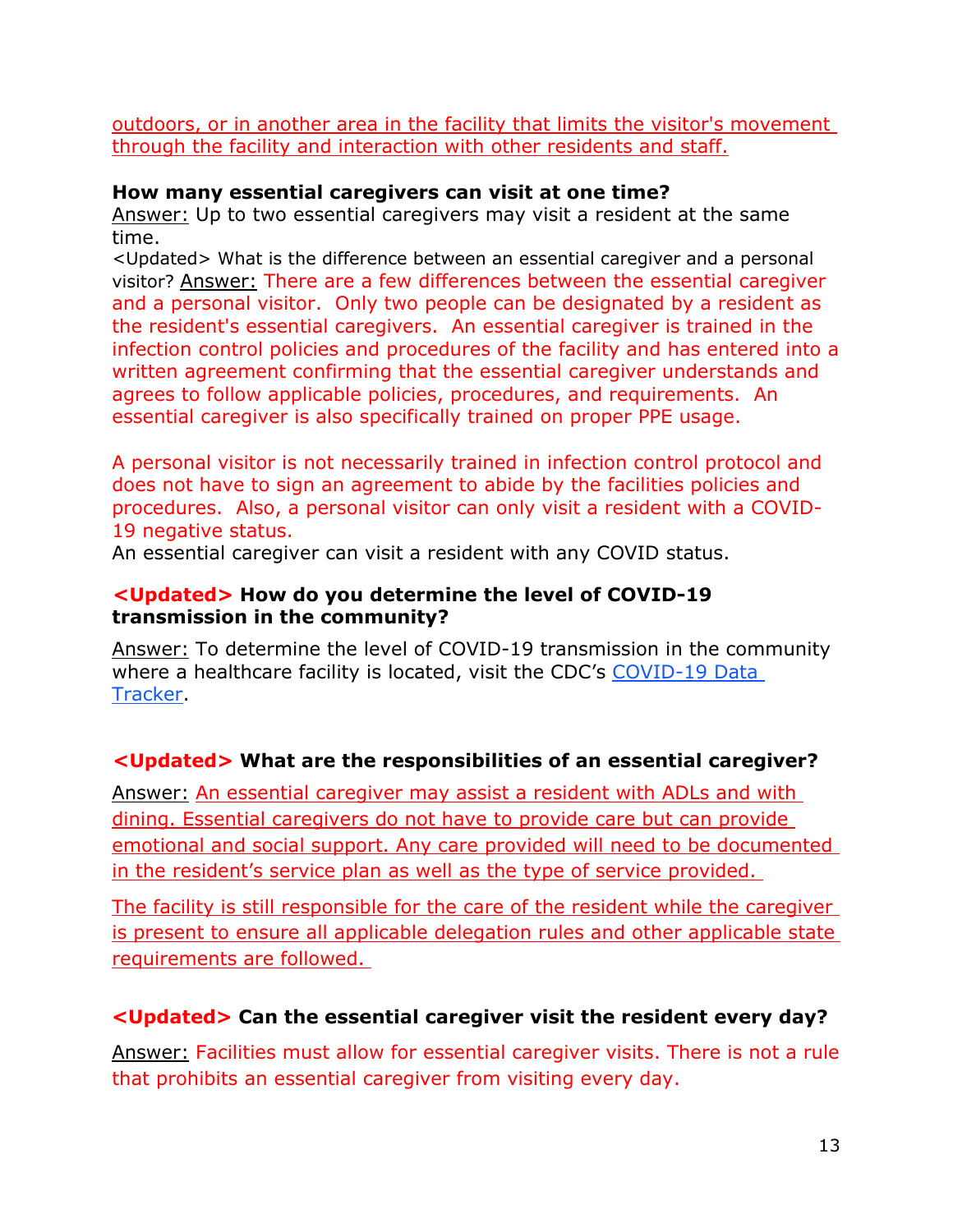outdoors, or in another area in the facility that limits the visitor's movement through the facility and interaction with other residents and staff.

**How many essential caregivers can visit at one time?**

Answer: Up to two essential caregivers may visit a resident at the same time.

<Updated> What is the difference between an essential caregiver and a personal visitor? Answer: There are a few differences between the essential caregiver and a personal visitor. Only two people can be designated by a resident as the resident's essential caregivers. An essential caregiver is trained in the infection control policies and procedures of the facility and has entered into a written agreement confirming that the essential caregiver understands and agrees to follow applicable policies, procedures, and requirements. An essential caregiver is also specifically trained on proper PPE usage.

A personal visitor is not necessarily trained in infection control protocol and does not have to sign an agreement to abide by the facilities policies and procedures. Also, a personal visitor can only visit a resident with a COVID-19 negative status.

An essential caregiver can visit a resident with any COVID status.

**<Updated> How do you determine the level of COVID-19 transmission in the community?**

Answer: To determine the level of COVID-19 transmission in the community where a healthcare facility is located, visit the CDC's COVID-19 Data Tracker.

**<Updated> What are the responsibilities of an essential caregiver?**

Answer: An essential caregiver may assist a resident with ADLs and with dining. Essential caregivers do not have to provide care but can provide emotional and social support. Any care provided will need to be documented in the resident's service plan as well as the type of service provided.

The facility is still responsible for the care of the resident while the caregiver is present to ensure all applicable delegation rules and other applicable state requirements are followed.

**<Updated> Can the essential caregiver visit the resident every day?**

Answer: Facilities must allow for essential caregiver visits. There is not a rule that prohibits an essential caregiver from visiting every day.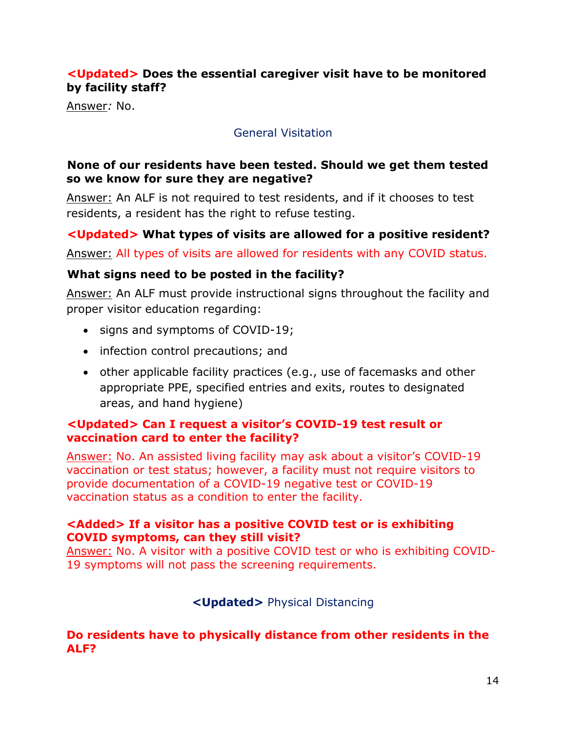**<Updated> Does the essential caregiver visit have to be monitored by facility staff?**

Answer*:* No.

## General Visitation

**None of our residents have been tested. Should we get them tested so we know for sure they are negative?**

Answer: An ALF is not required to test residents, and if it chooses to test residents, a resident has the right to refuse testing.

**<Updated> What types of visits are allowed for a positive resident?**

Answer: All types of visits are allowed for residents with any COVID status.

**What signs need to be posted in the facility?**

Answer: An ALF must provide instructional signs throughout the facility and proper visitor education regarding:

- signs and symptoms of COVID-19;
- infection control precautions; and
- other applicable facility practices (e.g., use of facemasks and other appropriate PPE, specified entries and exits, routes to designated areas, and hand hygiene)

**<Updated> Can I request a visitor's COVID-19 test result or vaccination card to enter the facility?**

Answer: No. An assisted living facility may ask about a visitor's COVID-19 vaccination or test status; however, a facility must not require visitors to provide documentation of a COVID-19 negative test or COVID-19 vaccination status as a condition to enter the facility.

**<Added> If a visitor has a positive COVID test or is exhibiting COVID symptoms, can they still visit?**

Answer: No. A visitor with a positive COVID test or who is exhibiting COVID-19 symptoms will not pass the screening requirements.

## <Updated> Physical Distancing

**Do residents have to physically distance from other residents in the ALF?**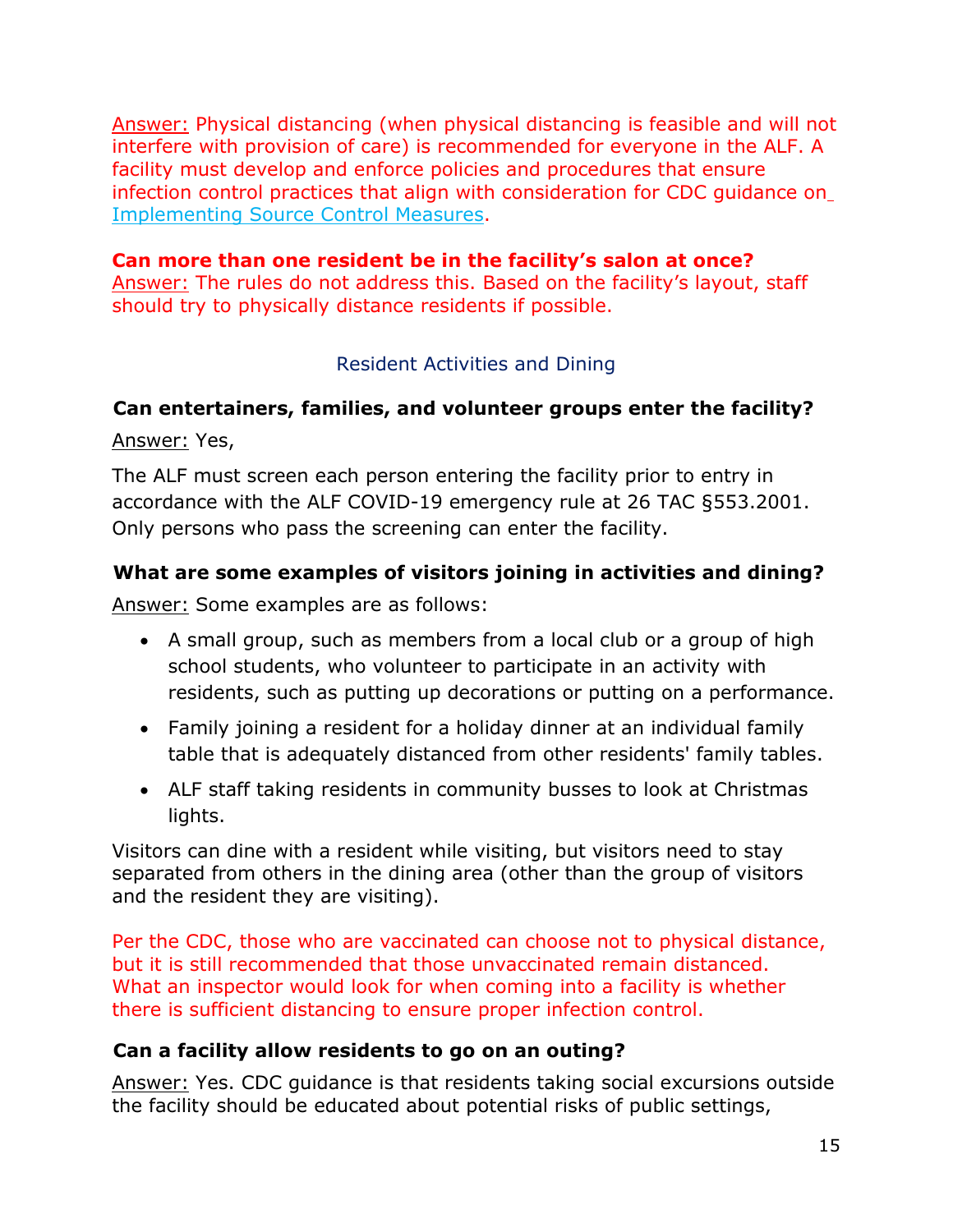Answer: Physical distancing (when physical distancing is feasible and will not interfere with provision of care) is recommended for everyone in the ALF. A facility must develop and enforce policies and procedures that ensure infection control practices that align with consideration for CDC guidance on Implementing Source Control Measures.

**Can more than one resident be in the facility's salon at once?**

Answer: The rules do not address this. Based on the facility's layout, staff should try to physically distance residents if possible.

## Resident Activities and Dining

**Can entertainers, families, and volunteer groups enter the facility?**

Answer: Yes,

The ALF must screen each person entering the facility prior to entry in accordance with the ALF COVID-19 emergency rule at 26 TAC §553.2001. Only persons who pass the screening can enter the facility.

**What are some examples of visitors joining in activities and dining?**

Answer: Some examples are as follows:

- A small group, such as members from a local club or a group of high school students, who volunteer to participate in an activity with residents, such as putting up decorations or putting on a performance.
- Family joining a resident for a holiday dinner at an individual family table that is adequately distanced from other residents' family tables.
- ALF staff taking residents in community busses to look at Christmas lights.

Visitors can dine with a resident while visiting, but visitors need to stay separated from others in the dining area (other than the group of visitors and the resident they are visiting).

Per the CDC, those who are vaccinated can choose not to physical distance, but it is still recommended that those unvaccinated remain distanced. What an inspector would look for when coming into a facility is whether there is sufficient distancing to ensure proper infection control.

**Can a facility allow residents to go on an outing?**

Answer: Yes. CDC guidance is that residents taking social excursions outside the facility should be educated about potential risks of public settings,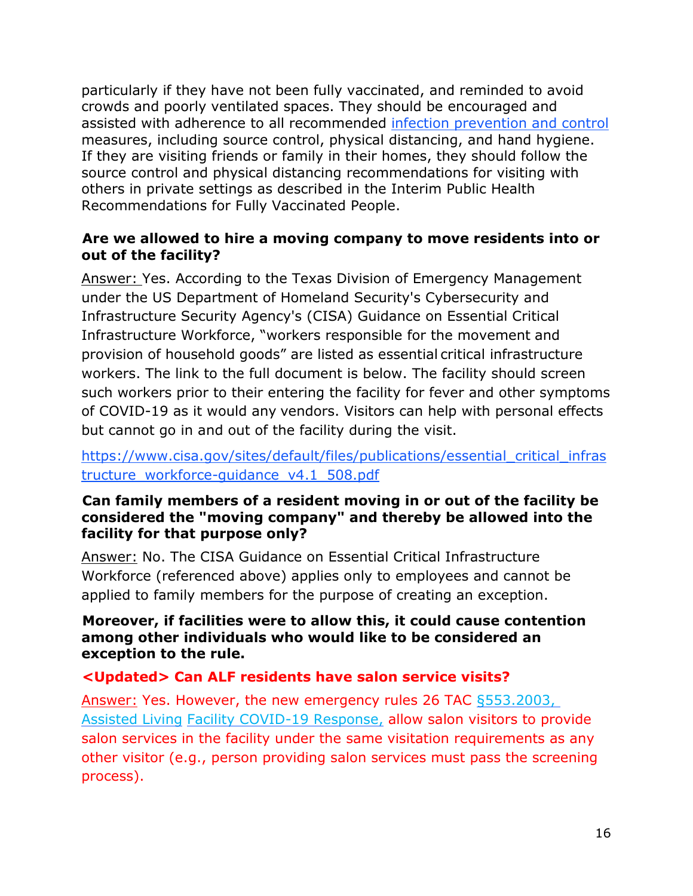particularly if they have not been fully vaccinated, and reminded to avoid crowds and poorly ventilated spaces. They should be encouraged and assisted with adherence to all recommended [infection prevention and control](#) measures, including source control, physical distancing, and hand hygiene. If they are visiting friends or family in their homes, they should follow the source control and physical distancing recommendations for visiting with others in private settings as described in the Interim Public Health Recommendations for Fully Vaccinated People.

**Are we allowed to hire a moving company to move residents into or out of the facility?**

Answer: Yes. According to the Texas Division of Emergency Management under the US Department of Homeland Security's Cybersecurity and Infrastructure Security Agency's (CISA) Guidance on Essential Critical Infrastructure Workforce, "workers responsible for the movement and provision of household goods" are listed as essential critical infrastructure workers. The link to the full document is below. The facility should screen such workers prior to their entering the facility for fever and other symptoms of COVID-19 as it would any vendors. Visitors can help with personal effects but cannot go in and out of the facility during the visit.

https://www.cisa.gov/sites/default/files/publications/essential_critical_infrastructure_workforce-guidance_v4.1_508.pdf

**Can family members of a resident moving in or out of the facility be considered the "moving company" and thereby be allowed into the facility for that purpose only?**

Answer: No. The CISA Guidance on Essential Critical Infrastructure Workforce (referenced above) applies only to employees and cannot be applied to family members for the purpose of creating an exception.

**Moreover, if facilities were to allow this, it could cause contention among other individuals who would like to be considered an exception to the rule.**

**<Updated> Can ALF residents have salon service visits?**

Answer: Yes. However, the new emergency rules 26 TAC [§553.2003, Assisted Living Facility COVID-19 Response,](#) allow salon visitors to provide salon services in the facility under the same visitation requirements as any other visitor (e.g., person providing salon services must pass the screening process).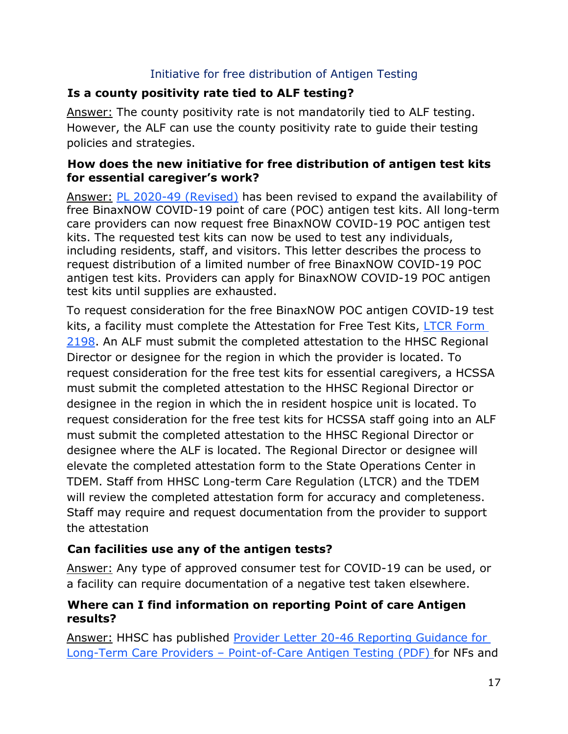Initiative for free distribution of Antigen Testing

**Is a county positivity rate tied to ALF testing?**

Answer: The county positivity rate is not mandatorily tied to ALF testing. However, the ALF can use the county positivity rate to guide their testing policies and strategies.

**How does the new initiative for free distribution of antigen test kits for essential caregiver's work?**

Answer: PL 2020-49 (Revised) has been revised to expand the availability of free BinaxNOW COVID-19 point of care (POC) antigen test kits. All long-term care providers can now request free BinaxNOW COVID-19 POC antigen test kits. The requested test kits can now be used to test any individuals, including residents, staff, and visitors. This letter describes the process to request distribution of a limited number of free BinaxNOW COVID-19 POC antigen test kits. Providers can apply for BinaxNOW COVID-19 POC antigen test kits until supplies are exhausted.

To request consideration for the free BinaxNOW POC antigen COVID-19 test kits, a facility must complete the Attestation for Free Test Kits, LTCR Form 2198. An ALF must submit the completed attestation to the HHSC Regional Director or designee for the region in which the provider is located. To request consideration for the free test kits for essential caregivers, a HCSSA must submit the completed attestation to the HHSC Regional Director or designee in the region in which the in resident hospice unit is located. To request consideration for the free test kits for HCSSA staff going into an ALF must submit the completed attestation to the HHSC Regional Director or designee where the ALF is located. The Regional Director or designee will elevate the completed attestation form to the State Operations Center in TDEM. Staff from HHSC Long-term Care Regulation (LTCR) and the TDEM will review the completed attestation form for accuracy and completeness. Staff may require and request documentation from the provider to support the attestation

**Can facilities use any of the antigen tests?**

Answer: Any type of approved consumer test for COVID-19 can be used, or a facility can require documentation of a negative test taken elsewhere.

**Where can I find information on reporting Point of care Antigen results?**

Answer: HHSC has published Provider Letter 20-46 Reporting Guidance for Long-Term Care Providers – Point-of-Care Antigen Testing (PDF) for NFs and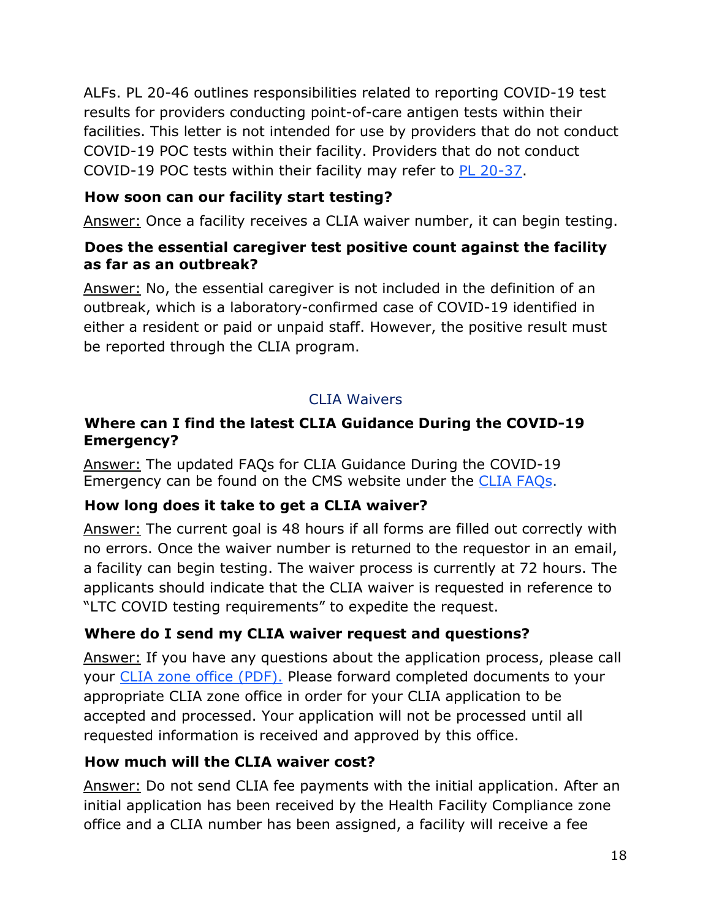ALFs. PL 20-46 outlines responsibilities related to reporting COVID-19 test results for providers conducting point-of-care antigen tests within their facilities. This letter is not intended for use by providers that do not conduct COVID-19 POC tests within their facility. Providers that do not conduct COVID-19 POC tests within their facility may refer to PL 20-37.

**How soon can our facility start testing?**

Answer: Once a facility receives a CLIA waiver number, it can begin testing.

**Does the essential caregiver test positive count against the facility as far as an outbreak?**

Answer: No, the essential caregiver is not included in the definition of an outbreak, which is a laboratory-confirmed case of COVID-19 identified in either a resident or paid or unpaid staff. However, the positive result must be reported through the CLIA program.

## CLIA Waivers

**Where can I find the latest CLIA Guidance During the COVID-19 Emergency?**

Answer: The updated FAQs for CLIA Guidance During the COVID-19 Emergency can be found on the CMS website under the CLIA FAQs.

**How long does it take to get a CLIA waiver?**

Answer: The current goal is 48 hours if all forms are filled out correctly with no errors. Once the waiver number is returned to the requestor in an email, a facility can begin testing. The waiver process is currently at 72 hours. The applicants should indicate that the CLIA waiver is requested in reference to "LTC COVID testing requirements" to expedite the request.

**Where do I send my CLIA waiver request and questions?**

Answer: If you have any questions about the application process, please call your CLIA zone office (PDF). Please forward completed documents to your appropriate CLIA zone office in order for your CLIA application to be accepted and processed. Your application will not be processed until all requested information is received and approved by this office.

**How much will the CLIA waiver cost?**

Answer: Do not send CLIA fee payments with the initial application. After an initial application has been received by the Health Facility Compliance zone office and a CLIA number has been assigned, a facility will receive a fee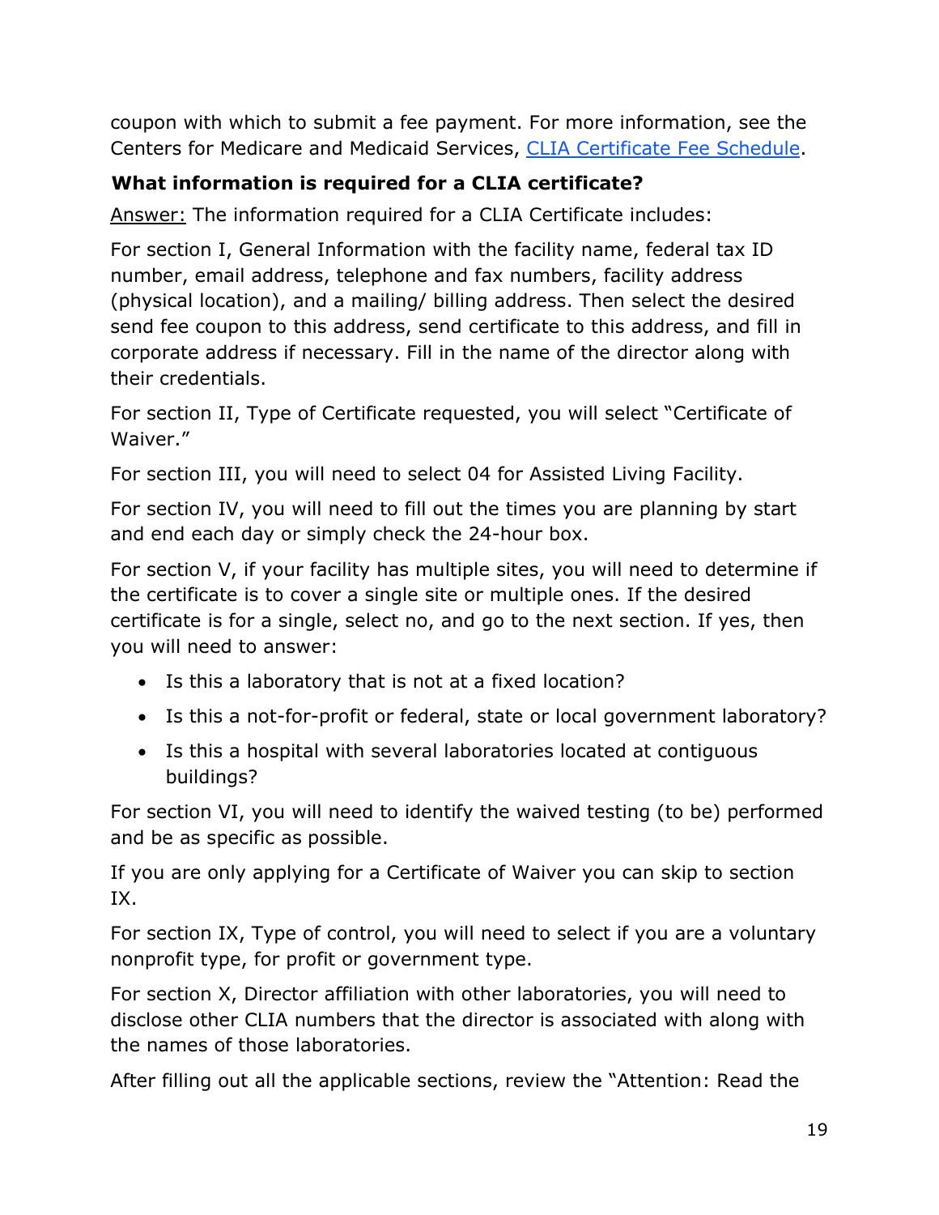coupon with which to submit a fee payment. For more information, see the Centers for Medicare and Medicaid Services, [CLIA Certificate Fee Schedule](#).

**What information is required for a CLIA certificate?**

Answer: The information required for a CLIA Certificate includes:

For section I, General Information with the facility name, federal tax ID number, email address, telephone and fax numbers, facility address (physical location), and a mailing/ billing address. Then select the desired send fee coupon to this address, send certificate to this address, and fill in corporate address if necessary. Fill in the name of the director along with their credentials.

For section II, Type of Certificate requested, you will select "Certificate of Waiver."

For section III, you will need to select 04 for Assisted Living Facility.

For section IV, you will need to fill out the times you are planning by start and end each day or simply check the 24-hour box.

For section V, if your facility has multiple sites, you will need to determine if the certificate is to cover a single site or multiple ones. If the desired certificate is for a single, select no, and go to the next section. If yes, then you will need to answer:

- Is this a laboratory that is not at a fixed location?
- Is this a not-for-profit or federal, state or local government laboratory?
- Is this a hospital with several laboratories located at contiguous buildings?

For section VI, you will need to identify the waived testing (to be) performed and be as specific as possible.

If you are only applying for a Certificate of Waiver you can skip to section IX.

For section IX, Type of control, you will need to select if you are a voluntary nonprofit type, for profit or government type.

For section X, Director affiliation with other laboratories, you will need to disclose other CLIA numbers that the director is associated with along with the names of those laboratories.

After filling out all the applicable sections, review the "Attention: Read the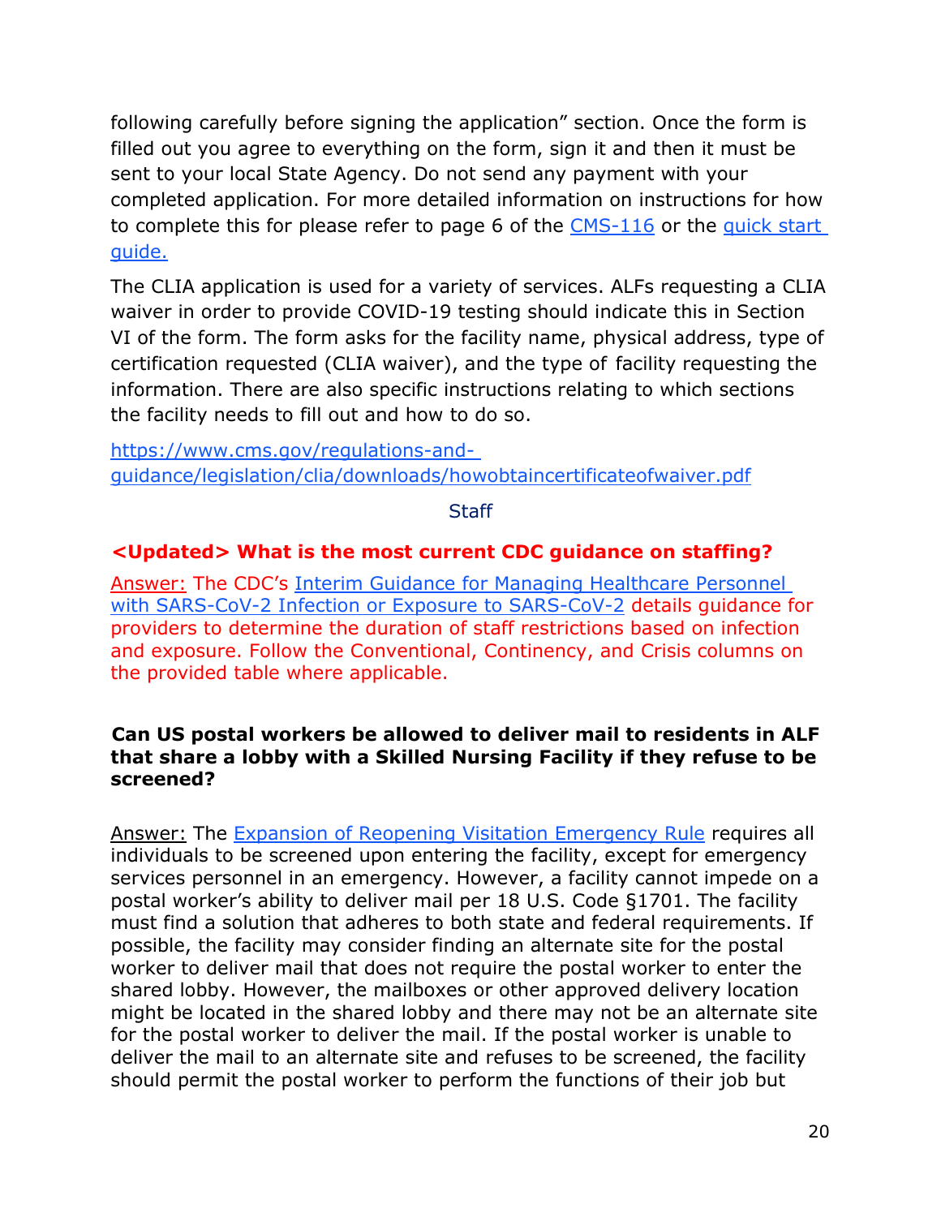following carefully before signing the application" section. Once the form is filled out you agree to everything on the form, sign it and then it must be sent to your local State Agency. Do not send any payment with your completed application. For more detailed information on instructions for how to complete this for please refer to page 6 of the [CMS-116](#) or the [quick start guide.](#)

The CLIA application is used for a variety of services. ALFs requesting a CLIA waiver in order to provide COVID-19 testing should indicate this in Section VI of the form. The form asks for the facility name, physical address, type of certification requested (CLIA waiver), and the type of facility requesting the information. There are also specific instructions relating to which sections the facility needs to fill out and how to do so.

[https://www.cms.gov/regulations-and-guidance/legislation/clia/downloads/howobtaincertificateofwaiver.pdf](https://www.cms.gov/regulations-and-guidance/legislation/clia/downloads/howobtaincertificateofwaiver.pdf)

## Staff

### <Updated> What is the most current CDC guidance on staffing?

Answer: The CDC's [Interim Guidance for Managing Healthcare Personnel with SARS-CoV-2 Infection or Exposure to SARS-CoV-2](#) details guidance for providers to determine the duration of staff restrictions based on infection and exposure. Follow the Conventional, Continency, and Crisis columns on the provided table where applicable.

### Can US postal workers be allowed to deliver mail to residents in ALF that share a lobby with a Skilled Nursing Facility if they refuse to be screened?

Answer: The [Expansion of Reopening Visitation Emergency Rule](#) requires all individuals to be screened upon entering the facility, except for emergency services personnel in an emergency. However, a facility cannot impede on a postal worker's ability to deliver mail per 18 U.S. Code §1701. The facility must find a solution that adheres to both state and federal requirements. If possible, the facility may consider finding an alternate site for the postal worker to deliver mail that does not require the postal worker to enter the shared lobby. However, the mailboxes or other approved delivery location might be located in the shared lobby and there may not be an alternate site for the postal worker to deliver the mail. If the postal worker is unable to deliver the mail to an alternate site and refuses to be screened, the facility should permit the postal worker to perform the functions of their job but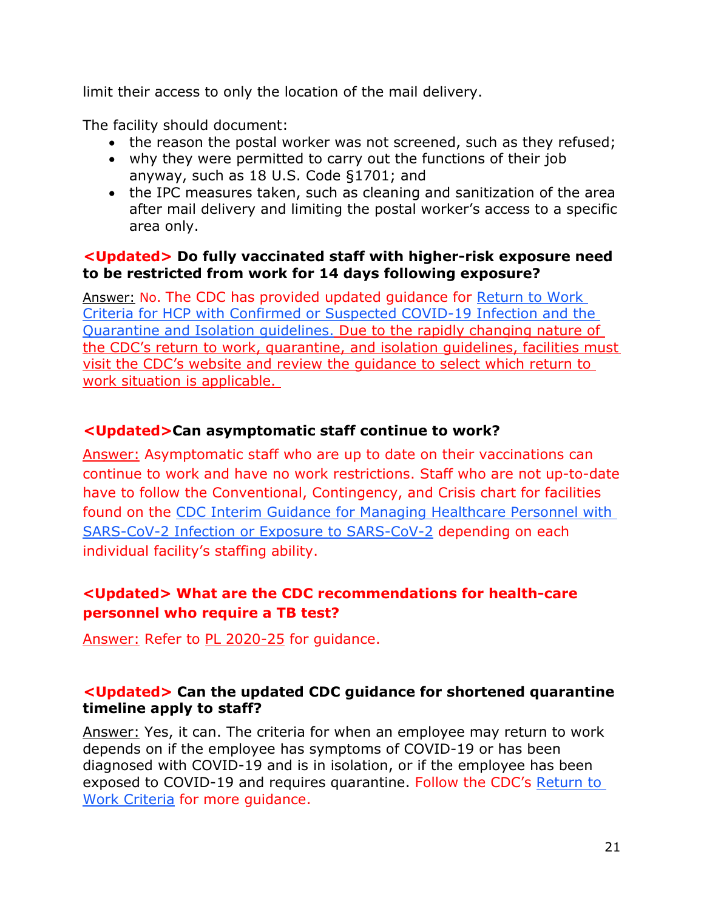limit their access to only the location of the mail delivery.

The facility should document:

- the reason the postal worker was not screened, such as they refused;
- why they were permitted to carry out the functions of their job anyway, such as 18 U.S. Code §1701; and
- the IPC measures taken, such as cleaning and sanitization of the area after mail delivery and limiting the postal worker's access to a specific area only.

**<Updated> Do fully vaccinated staff with higher-risk exposure need to be restricted from work for 14 days following exposure?**

Answer: No. The CDC has provided updated guidance for Return to Work Criteria for HCP with Confirmed or Suspected COVID-19 Infection and the Quarantine and Isolation guidelines. Due to the rapidly changing nature of the CDC's return to work, quarantine, and isolation guidelines, facilities must visit the CDC's website and review the guidance to select which return to work situation is applicable.

**<Updated>Can asymptomatic staff continue to work?**

Answer: Asymptomatic staff who are up to date on their vaccinations can continue to work and have no work restrictions. Staff who are not up-to-date have to follow the Conventional, Contingency, and Crisis chart for facilities found on the CDC Interim Guidance for Managing Healthcare Personnel with SARS-CoV-2 Infection or Exposure to SARS-CoV-2 depending on each individual facility's staffing ability.

**<Updated> What are the CDC recommendations for health-care personnel who require a TB test?**

Answer: Refer to PL 2020-25 for guidance.

**<Updated> Can the updated CDC guidance for shortened quarantine timeline apply to staff?**

Answer: Yes, it can. The criteria for when an employee may return to work depends on if the employee has symptoms of COVID-19 or has been diagnosed with COVID-19 and is in isolation, or if the employee has been exposed to COVID-19 and requires quarantine. Follow the CDC's Return to Work Criteria for more guidance.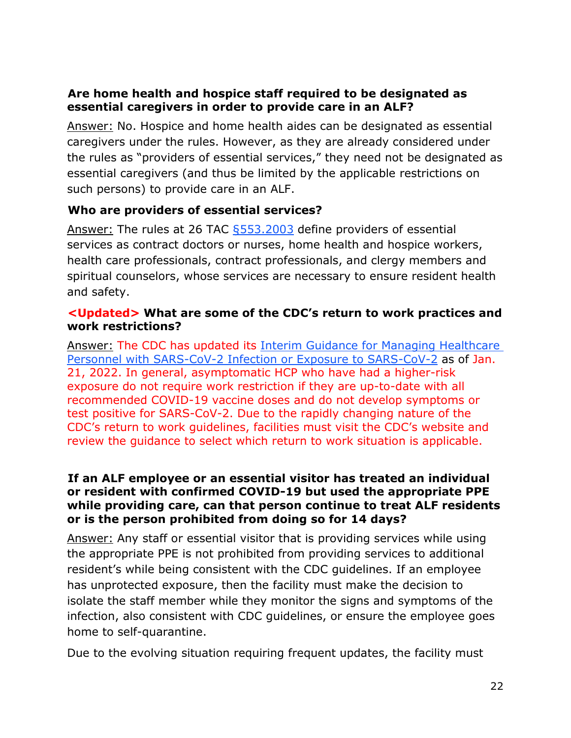**Are home health and hospice staff required to be designated as essential caregivers in order to provide care in an ALF?**

Answer: No. Hospice and home health aides can be designated as essential caregivers under the rules. However, as they are already considered under the rules as "providers of essential services," they need not be designated as essential caregivers (and thus be limited by the applicable restrictions on such persons) to provide care in an ALF.

**Who are providers of essential services?**

Answer: The rules at 26 TAC §553.2003 define providers of essential services as contract doctors or nurses, home health and hospice workers, health care professionals, contract professionals, and clergy members and spiritual counselors, whose services are necessary to ensure resident health and safety.

**<Updated> What are some of the CDC's return to work practices and work restrictions?**

Answer: The CDC has updated its Interim Guidance for Managing Healthcare Personnel with SARS-CoV-2 Infection or Exposure to SARS-CoV-2 as of Jan. 21, 2022. In general, asymptomatic HCP who have had a higher-risk exposure do not require work restriction if they are up-to-date with all recommended COVID-19 vaccine doses and do not develop symptoms or test positive for SARS-CoV-2. Due to the rapidly changing nature of the CDC's return to work guidelines, facilities must visit the CDC's website and review the guidance to select which return to work situation is applicable.

**If an ALF employee or an essential visitor has treated an individual or resident with confirmed COVID-19 but used the appropriate PPE while providing care, can that person continue to treat ALF residents or is the person prohibited from doing so for 14 days?**

Answer: Any staff or essential visitor that is providing services while using the appropriate PPE is not prohibited from providing services to additional resident's while being consistent with the CDC guidelines. If an employee has unprotected exposure, then the facility must make the decision to isolate the staff member while they monitor the signs and symptoms of the infection, also consistent with CDC guidelines, or ensure the employee goes home to self-quarantine.

Due to the evolving situation requiring frequent updates, the facility must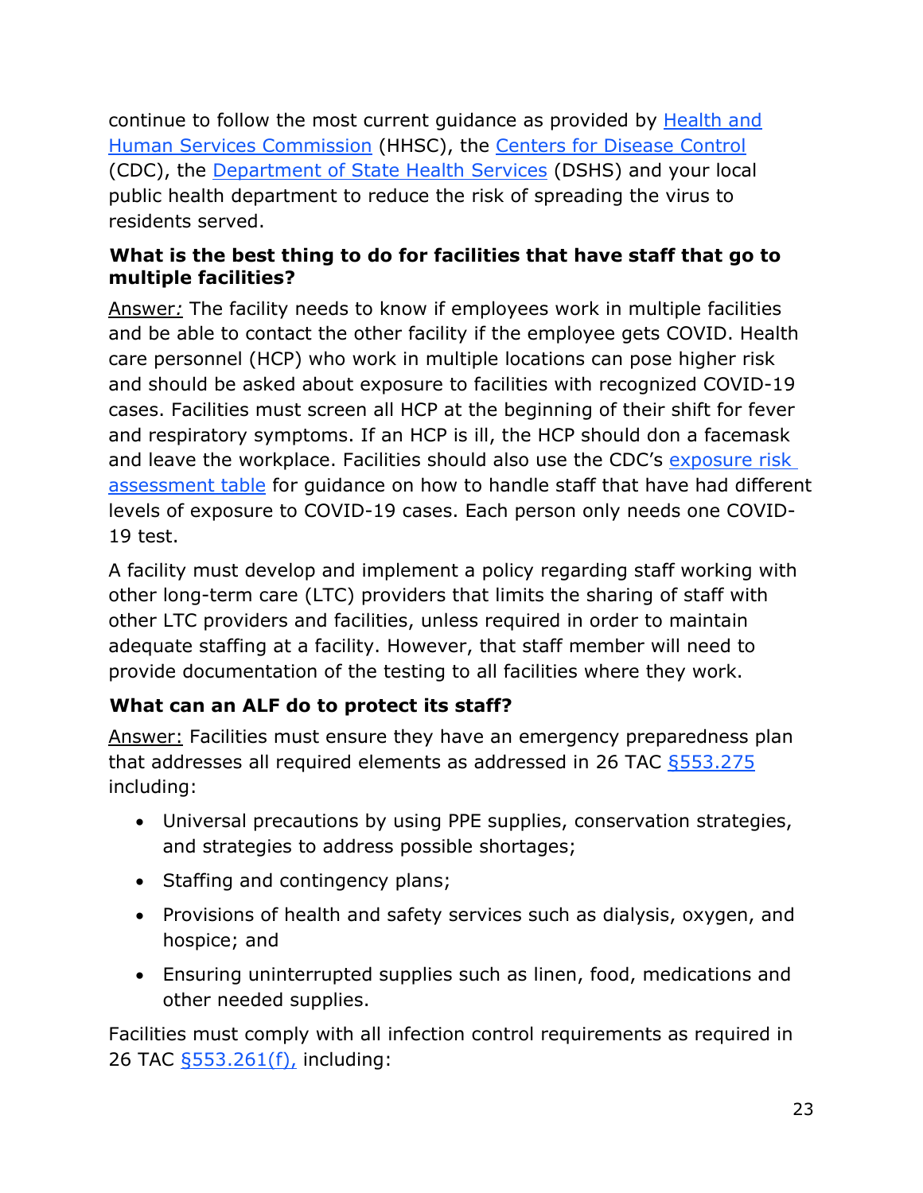continue to follow the most current guidance as provided by Health and Human Services Commission (HHSC), the Centers for Disease Control (CDC), the Department of State Health Services (DSHS) and your local public health department to reduce the risk of spreading the virus to residents served.

**What is the best thing to do for facilities that have staff that go to multiple facilities?**

Answer*:* The facility needs to know if employees work in multiple facilities and be able to contact the other facility if the employee gets COVID. Health care personnel (HCP) who work in multiple locations can pose higher risk and should be asked about exposure to facilities with recognized COVID-19 cases. Facilities must screen all HCP at the beginning of their shift for fever and respiratory symptoms. If an HCP is ill, the HCP should don a facemask and leave the workplace. Facilities should also use the CDC's exposure risk assessment table for guidance on how to handle staff that have had different levels of exposure to COVID-19 cases. Each person only needs one COVID-19 test.

A facility must develop and implement a policy regarding staff working with other long-term care (LTC) providers that limits the sharing of staff with other LTC providers and facilities, unless required in order to maintain adequate staffing at a facility. However, that staff member will need to provide documentation of the testing to all facilities where they work.

**What can an ALF do to protect its staff?**

Answer: Facilities must ensure they have an emergency preparedness plan that addresses all required elements as addressed in 26 TAC §553.275 including:

- Universal precautions by using PPE supplies, conservation strategies, and strategies to address possible shortages;
- Staffing and contingency plans;
- Provisions of health and safety services such as dialysis, oxygen, and hospice; and
- Ensuring uninterrupted supplies such as linen, food, medications and other needed supplies.

Facilities must comply with all infection control requirements as required in 26 TAC §553.261(f), including: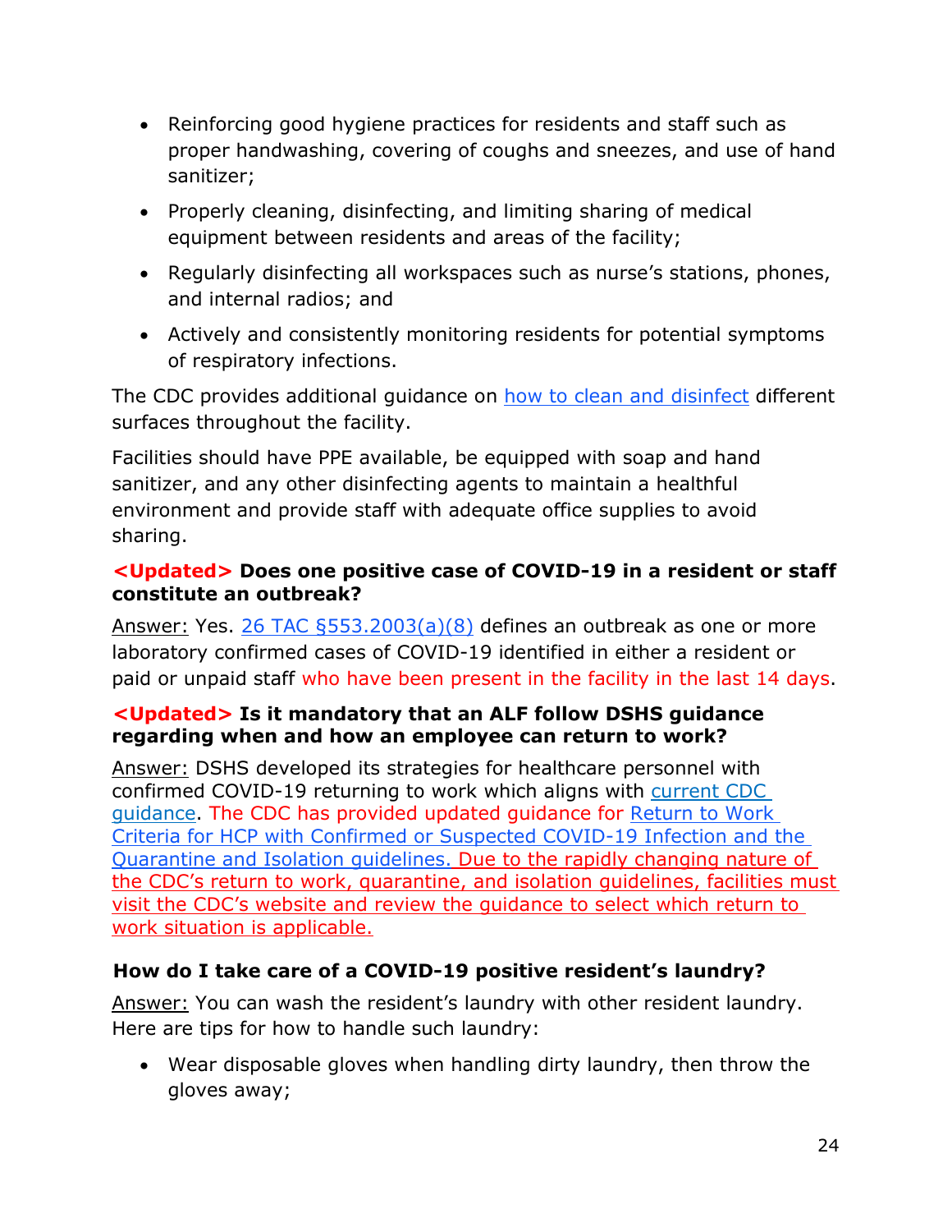- Reinforcing good hygiene practices for residents and staff such as proper handwashing, covering of coughs and sneezes, and use of hand sanitizer;
- Properly cleaning, disinfecting, and limiting sharing of medical equipment between residents and areas of the facility;
- Regularly disinfecting all workspaces such as nurse's stations, phones, and internal radios; and
- Actively and consistently monitoring residents for potential symptoms of respiratory infections.

The CDC provides additional guidance on how to clean and disinfect different surfaces throughout the facility.

Facilities should have PPE available, be equipped with soap and hand sanitizer, and any other disinfecting agents to maintain a healthful environment and provide staff with adequate office supplies to avoid sharing.

**<Updated> Does one positive case of COVID-19 in a resident or staff constitute an outbreak?**

Answer: Yes. 26 TAC §553.2003(a)(8) defines an outbreak as one or more laboratory confirmed cases of COVID-19 identified in either a resident or paid or unpaid staff who have been present in the facility in the last 14 days.

**<Updated> Is it mandatory that an ALF follow DSHS guidance regarding when and how an employee can return to work?**

Answer: DSHS developed its strategies for healthcare personnel with confirmed COVID-19 returning to work which aligns with current CDC guidance. The CDC has provided updated guidance for Return to Work Criteria for HCP with Confirmed or Suspected COVID-19 Infection and the Quarantine and Isolation guidelines. Due to the rapidly changing nature of the CDC's return to work, quarantine, and isolation guidelines, facilities must visit the CDC's website and review the guidance to select which return to work situation is applicable.

**How do I take care of a COVID-19 positive resident's laundry?**

Answer: You can wash the resident's laundry with other resident laundry. Here are tips for how to handle such laundry:

- Wear disposable gloves when handling dirty laundry, then throw the gloves away;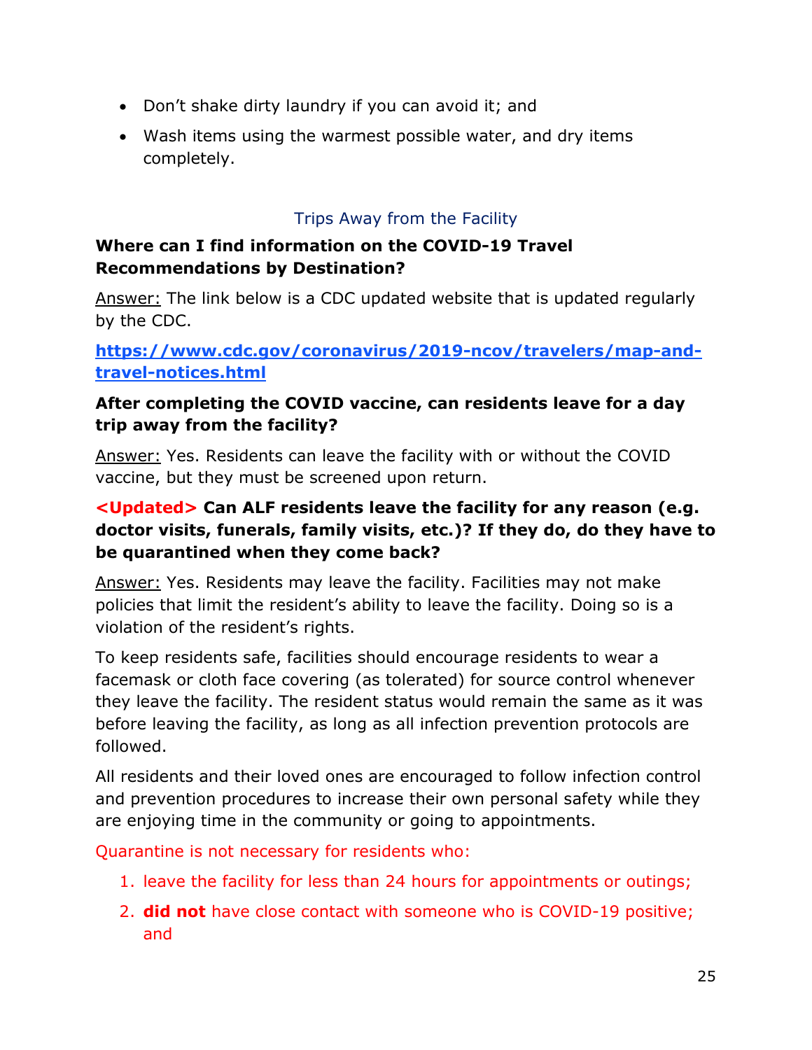- Don't shake dirty laundry if you can avoid it; and
- Wash items using the warmest possible water, and dry items completely.

## Trips Away from the Facility

**Where can I find information on the COVID-19 Travel Recommendations by Destination?**

Answer: The link below is a CDC updated website that is updated regularly by the CDC.

**https://www.cdc.gov/coronavirus/2019-ncov/travelers/map-and-travel-notices.html**

**After completing the COVID vaccine, can residents leave for a day trip away from the facility?**

Answer: Yes. Residents can leave the facility with or without the COVID vaccine, but they must be screened upon return.

**<Updated> Can ALF residents leave the facility for any reason (e.g. doctor visits, funerals, family visits, etc.)? If they do, do they have to be quarantined when they come back?**

Answer: Yes. Residents may leave the facility. Facilities may not make policies that limit the resident's ability to leave the facility. Doing so is a violation of the resident's rights.

To keep residents safe, facilities should encourage residents to wear a facemask or cloth face covering (as tolerated) for source control whenever they leave the facility. The resident status would remain the same as it was before leaving the facility, as long as all infection prevention protocols are followed.

All residents and their loved ones are encouraged to follow infection control and prevention procedures to increase their own personal safety while they are enjoying time in the community or going to appointments.

Quarantine is not necessary for residents who:

1. leave the facility for less than 24 hours for appointments or outings;
2. **did not** have close contact with someone who is COVID-19 positive; and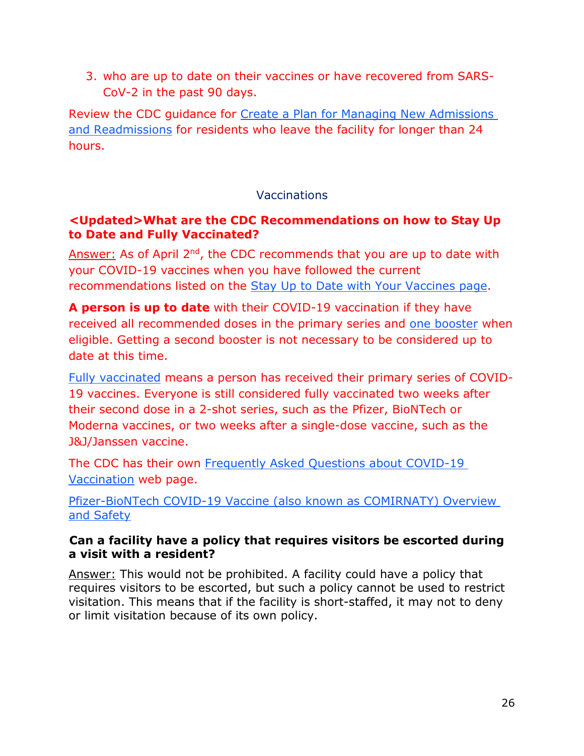3. who are up to date on their vaccines or have recovered from SARS-CoV-2 in the past 90 days.

Review the CDC guidance for Create a Plan for Managing New Admissions and Readmissions for residents who leave the facility for longer than 24 hours.

## Vaccinations

### <Updated>What are the CDC Recommendations on how to Stay Up to Date and Fully Vaccinated?

Answer: As of April 2nd, the CDC recommends that you are up to date with your COVID-19 vaccines when you have followed the current recommendations listed on the Stay Up to Date with Your Vaccines page.

**A person is up to date** with their COVID-19 vaccination if they have received all recommended doses in the primary series and one booster when eligible. Getting a second booster is not necessary to be considered up to date at this time.

Fully vaccinated means a person has received their primary series of COVID-19 vaccines. Everyone is still considered fully vaccinated two weeks after their second dose in a 2-shot series, such as the Pfizer, BioNTech or Moderna vaccines, or two weeks after a single-dose vaccine, such as the J&J/Janssen vaccine.

The CDC has their own Frequently Asked Questions about COVID-19 Vaccination web page.

Pfizer-BioNTech COVID-19 Vaccine (also known as COMIRNATY) Overview and Safety

### Can a facility have a policy that requires visitors be escorted during a visit with a resident?

Answer: This would not be prohibited. A facility could have a policy that requires visitors to be escorted, but such a policy cannot be used to restrict visitation. This means that if the facility is short-staffed, it may not to deny or limit visitation because of its own policy.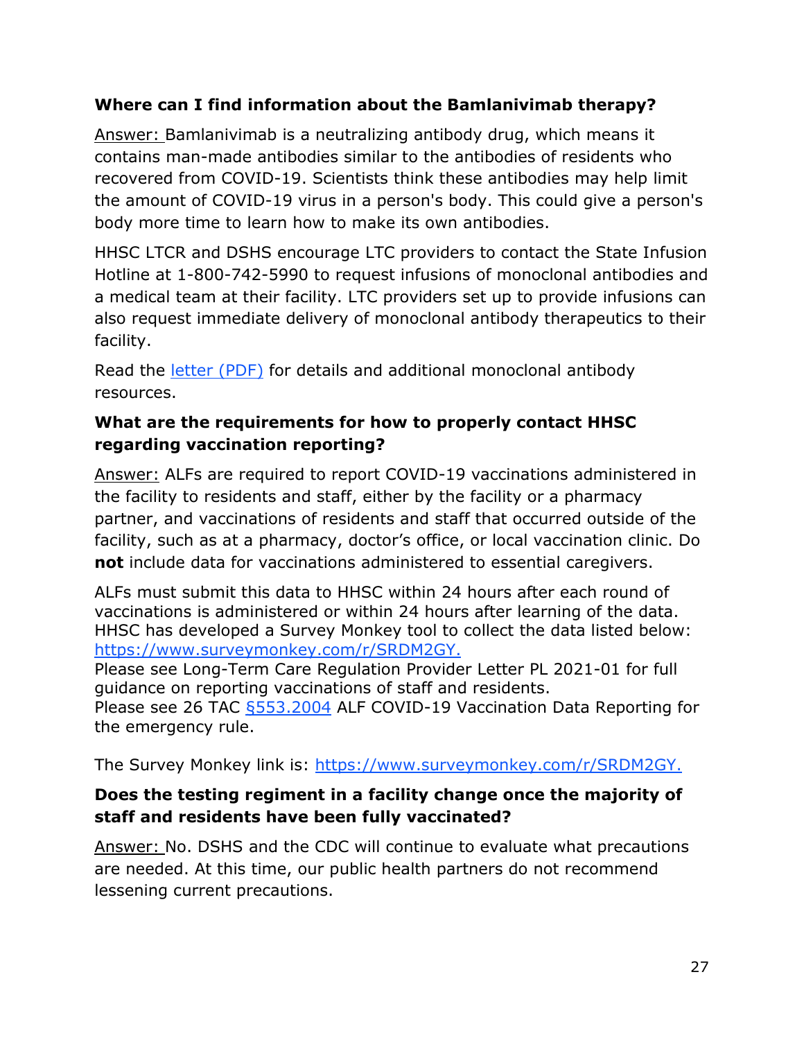**Where can I find information about the Bamlanivimab therapy?**

Answer: Bamlanivimab is a neutralizing antibody drug, which means it contains man-made antibodies similar to the antibodies of residents who recovered from COVID-19. Scientists think these antibodies may help limit the amount of COVID-19 virus in a person's body. This could give a person's body more time to learn how to make its own antibodies.

HHSC LTCR and DSHS encourage LTC providers to contact the State Infusion Hotline at 1-800-742-5990 to request infusions of monoclonal antibodies and a medical team at their facility. LTC providers set up to provide infusions can also request immediate delivery of monoclonal antibody therapeutics to their facility.

Read the letter (PDF) for details and additional monoclonal antibody resources.

**What are the requirements for how to properly contact HHSC regarding vaccination reporting?**

Answer: ALFs are required to report COVID-19 vaccinations administered in the facility to residents and staff, either by the facility or a pharmacy partner, and vaccinations of residents and staff that occurred outside of the facility, such as at a pharmacy, doctor's office, or local vaccination clinic. Do **not** include data for vaccinations administered to essential caregivers.

ALFs must submit this data to HHSC within 24 hours after each round of vaccinations is administered or within 24 hours after learning of the data. HHSC has developed a Survey Monkey tool to collect the data listed below: https://www.surveymonkey.com/r/SRDM2GY.
Please see Long-Term Care Regulation Provider Letter PL 2021-01 for full guidance on reporting vaccinations of staff and residents.
Please see 26 TAC §553.2004 ALF COVID-19 Vaccination Data Reporting for the emergency rule.

The Survey Monkey link is: https://www.surveymonkey.com/r/SRDM2GY.

**Does the testing regiment in a facility change once the majority of staff and residents have been fully vaccinated?**

Answer: No. DSHS and the CDC will continue to evaluate what precautions are needed. At this time, our public health partners do not recommend lessening current precautions.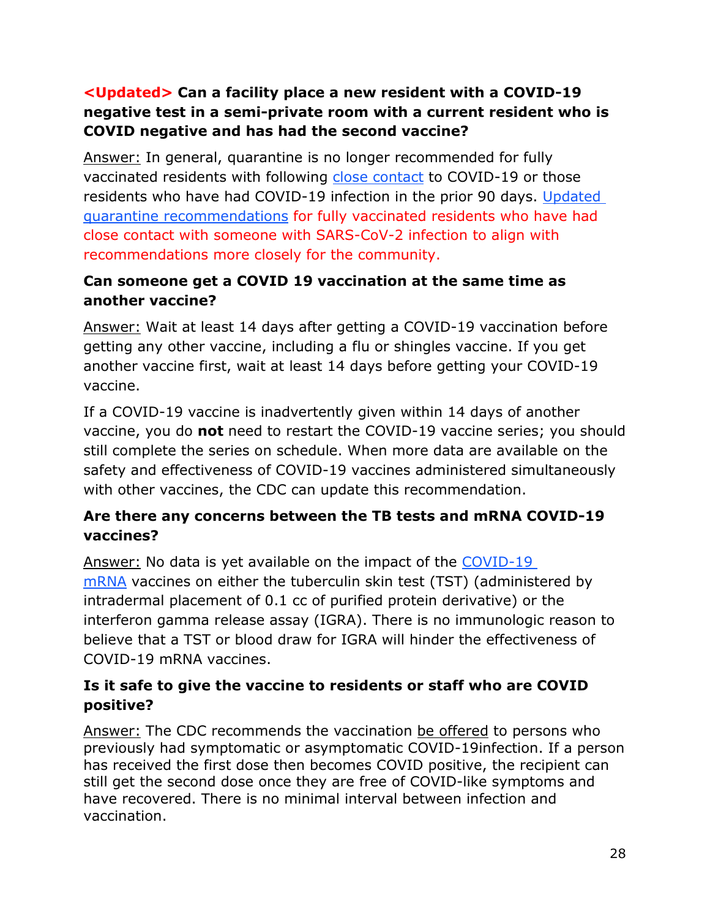**<Updated> Can a facility place a new resident with a COVID-19 negative test in a semi-private room with a current resident who is COVID negative and has had the second vaccine?**

Answer: In general, quarantine is no longer recommended for fully vaccinated residents with following close contact to COVID-19 or those residents who have had COVID-19 infection in the prior 90 days. Updated quarantine recommendations for fully vaccinated residents who have had close contact with someone with SARS-CoV-2 infection to align with recommendations more closely for the community.

**Can someone get a COVID 19 vaccination at the same time as another vaccine?**

Answer: Wait at least 14 days after getting a COVID-19 vaccination before getting any other vaccine, including a flu or shingles vaccine. If you get another vaccine first, wait at least 14 days before getting your COVID-19 vaccine.

If a COVID-19 vaccine is inadvertently given within 14 days of another vaccine, you do **not** need to restart the COVID-19 vaccine series; you should still complete the series on schedule. When more data are available on the safety and effectiveness of COVID-19 vaccines administered simultaneously with other vaccines, the CDC can update this recommendation.

**Are there any concerns between the TB tests and mRNA COVID-19 vaccines?**

Answer: No data is yet available on the impact of the COVID-19 mRNA vaccines on either the tuberculin skin test (TST) (administered by intradermal placement of 0.1 cc of purified protein derivative) or the interferon gamma release assay (IGRA). There is no immunologic reason to believe that a TST or blood draw for IGRA will hinder the effectiveness of COVID-19 mRNA vaccines.

**Is it safe to give the vaccine to residents or staff who are COVID positive?**

Answer: The CDC recommends the vaccination be offered to persons who previously had symptomatic or asymptomatic COVID-19infection. If a person has received the first dose then becomes COVID positive, the recipient can still get the second dose once they are free of COVID-like symptoms and have recovered. There is no minimal interval between infection and vaccination.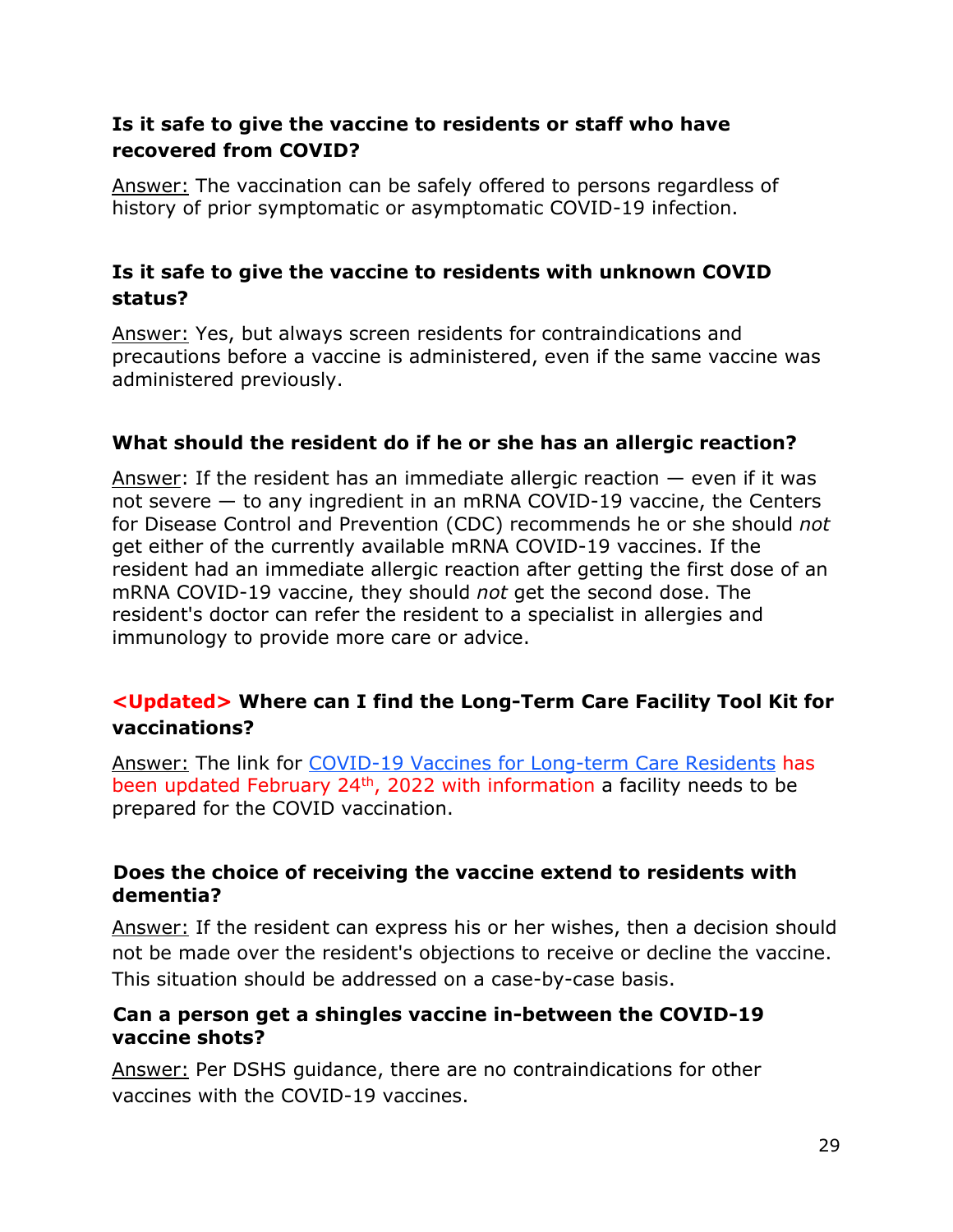**Is it safe to give the vaccine to residents or staff who have recovered from COVID?**

Answer: The vaccination can be safely offered to persons regardless of history of prior symptomatic or asymptomatic COVID-19 infection.

**Is it safe to give the vaccine to residents with unknown COVID status?**

Answer: Yes, but always screen residents for contraindications and precautions before a vaccine is administered, even if the same vaccine was administered previously.

**What should the resident do if he or she has an allergic reaction?**

Answer: If the resident has an immediate allergic reaction — even if it was not severe — to any ingredient in an mRNA COVID-19 vaccine, the Centers for Disease Control and Prevention (CDC) recommends he or she should *not* get either of the currently available mRNA COVID-19 vaccines. If the resident had an immediate allergic reaction after getting the first dose of an mRNA COVID-19 vaccine, they should *not* get the second dose. The resident's doctor can refer the resident to a specialist in allergies and immunology to provide more care or advice.

**<Updated> Where can I find the Long-Term Care Facility Tool Kit for vaccinations?**

Answer: The link for [COVID-19 Vaccines for Long-term Care Residents] has been updated February 24th, 2022 with information a facility needs to be prepared for the COVID vaccination.

**Does the choice of receiving the vaccine extend to residents with dementia?**

Answer: If the resident can express his or her wishes, then a decision should not be made over the resident's objections to receive or decline the vaccine. This situation should be addressed on a case-by-case basis.

**Can a person get a shingles vaccine in-between the COVID-19 vaccine shots?**

Answer: Per DSHS guidance, there are no contraindications for other vaccines with the COVID-19 vaccines.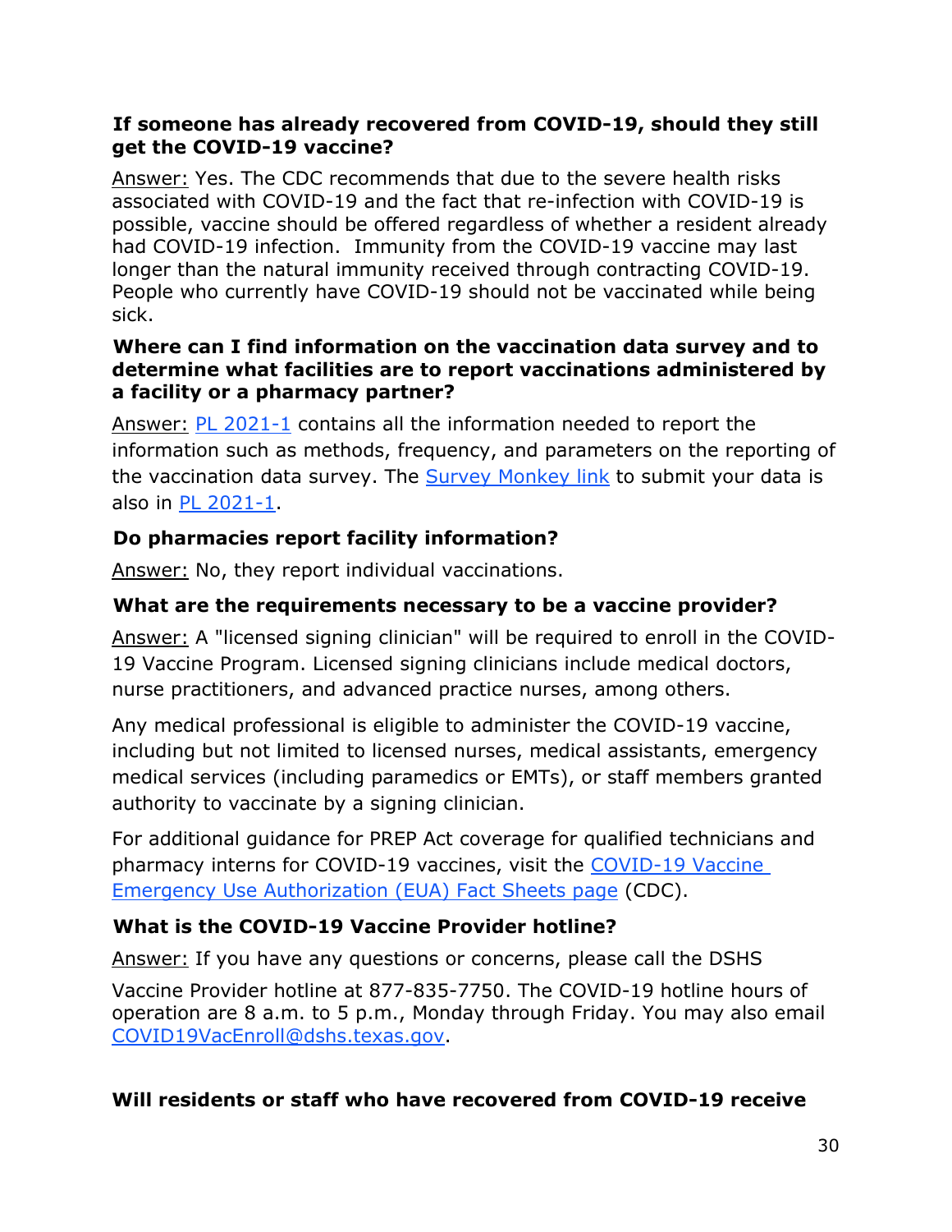**If someone has already recovered from COVID-19, should they still get the COVID-19 vaccine?**

Answer: Yes. The CDC recommends that due to the severe health risks associated with COVID-19 and the fact that re-infection with COVID-19 is possible, vaccine should be offered regardless of whether a resident already had COVID-19 infection. Immunity from the COVID-19 vaccine may last longer than the natural immunity received through contracting COVID-19. People who currently have COVID-19 should not be vaccinated while being sick.

**Where can I find information on the vaccination data survey and to determine what facilities are to report vaccinations administered by a facility or a pharmacy partner?**

Answer: PL 2021-1 contains all the information needed to report the information such as methods, frequency, and parameters on the reporting of the vaccination data survey. The Survey Monkey link to submit your data is also in PL 2021-1.

**Do pharmacies report facility information?**

Answer: No, they report individual vaccinations.

**What are the requirements necessary to be a vaccine provider?**

Answer: A "licensed signing clinician" will be required to enroll in the COVID-19 Vaccine Program. Licensed signing clinicians include medical doctors, nurse practitioners, and advanced practice nurses, among others.

Any medical professional is eligible to administer the COVID-19 vaccine, including but not limited to licensed nurses, medical assistants, emergency medical services (including paramedics or EMTs), or staff members granted authority to vaccinate by a signing clinician.

For additional guidance for PREP Act coverage for qualified technicians and pharmacy interns for COVID-19 vaccines, visit the COVID-19 Vaccine Emergency Use Authorization (EUA) Fact Sheets page (CDC).

**What is the COVID-19 Vaccine Provider hotline?**

Answer: If you have any questions or concerns, please call the DSHS Vaccine Provider hotline at 877-835-7750. The COVID-19 hotline hours of operation are 8 a.m. to 5 p.m., Monday through Friday. You may also email COVID19VacEnroll@dshs.texas.gov.

**Will residents or staff who have recovered from COVID-19 receive**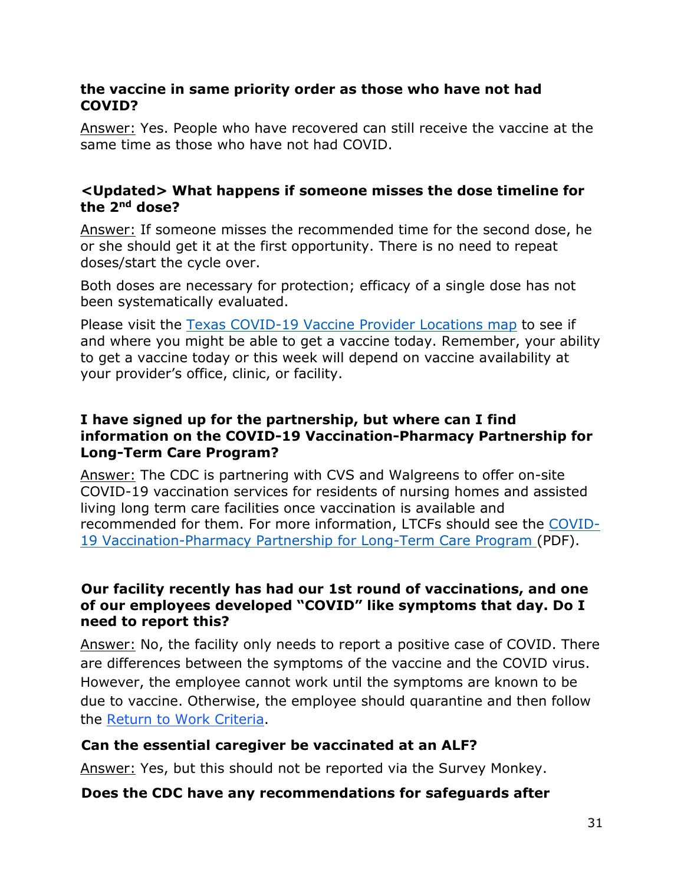**the vaccine in same priority order as those who have not had COVID?**

Answer: Yes. People who have recovered can still receive the vaccine at the same time as those who have not had COVID.

**<Updated> What happens if someone misses the dose timeline for the 2nd dose?**

Answer: If someone misses the recommended time for the second dose, he or she should get it at the first opportunity. There is no need to repeat doses/start the cycle over.

Both doses are necessary for protection; efficacy of a single dose has not been systematically evaluated.

Please visit the Texas COVID-19 Vaccine Provider Locations map to see if and where you might be able to get a vaccine today. Remember, your ability to get a vaccine today or this week will depend on vaccine availability at your provider's office, clinic, or facility.

**I have signed up for the partnership, but where can I find information on the COVID-19 Vaccination-Pharmacy Partnership for Long-Term Care Program?**

Answer: The CDC is partnering with CVS and Walgreens to offer on-site COVID-19 vaccination services for residents of nursing homes and assisted living long term care facilities once vaccination is available and recommended for them. For more information, LTCFs should see the COVID-19 Vaccination-Pharmacy Partnership for Long-Term Care Program (PDF).

**Our facility recently has had our 1st round of vaccinations, and one of our employees developed "COVID" like symptoms that day. Do I need to report this?**

Answer: No, the facility only needs to report a positive case of COVID. There are differences between the symptoms of the vaccine and the COVID virus. However, the employee cannot work until the symptoms are known to be due to vaccine. Otherwise, the employee should quarantine and then follow the Return to Work Criteria.

**Can the essential caregiver be vaccinated at an ALF?**

Answer: Yes, but this should not be reported via the Survey Monkey.

**Does the CDC have any recommendations for safeguards after**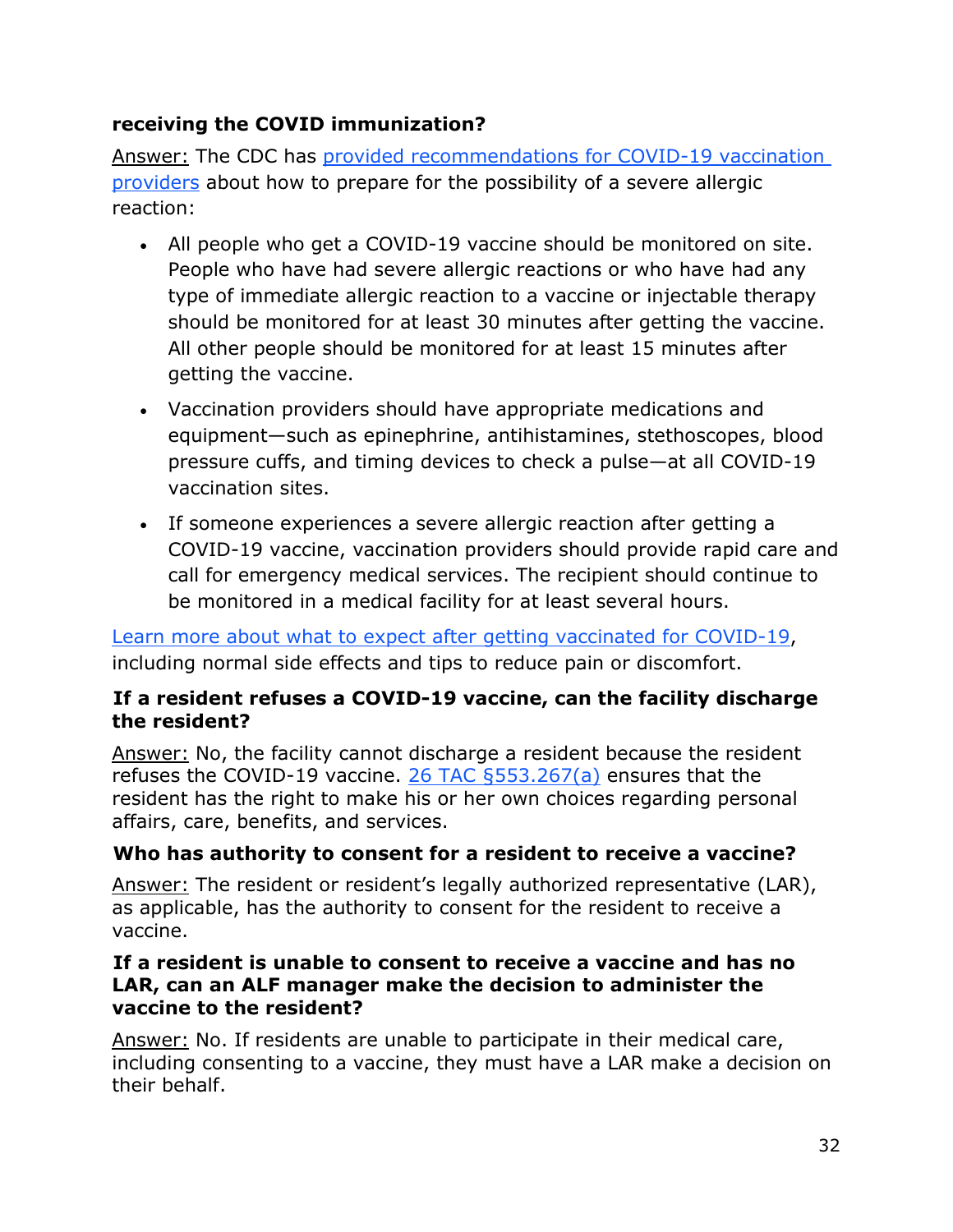**receiving the COVID immunization?**

Answer: The CDC has provided recommendations for COVID-19 vaccination providers about how to prepare for the possibility of a severe allergic reaction:

- All people who get a COVID-19 vaccine should be monitored on site. People who have had severe allergic reactions or who have had any type of immediate allergic reaction to a vaccine or injectable therapy should be monitored for at least 30 minutes after getting the vaccine. All other people should be monitored for at least 15 minutes after getting the vaccine.
- Vaccination providers should have appropriate medications and equipment—such as epinephrine, antihistamines, stethoscopes, blood pressure cuffs, and timing devices to check a pulse—at all COVID-19 vaccination sites.
- If someone experiences a severe allergic reaction after getting a COVID-19 vaccine, vaccination providers should provide rapid care and call for emergency medical services. The recipient should continue to be monitored in a medical facility for at least several hours.

Learn more about what to expect after getting vaccinated for COVID-19, including normal side effects and tips to reduce pain or discomfort.

**If a resident refuses a COVID-19 vaccine, can the facility discharge the resident?**

Answer: No, the facility cannot discharge a resident because the resident refuses the COVID-19 vaccine. 26 TAC §553.267(a) ensures that the resident has the right to make his or her own choices regarding personal affairs, care, benefits, and services.

**Who has authority to consent for a resident to receive a vaccine?**

Answer: The resident or resident's legally authorized representative (LAR), as applicable, has the authority to consent for the resident to receive a vaccine.

**If a resident is unable to consent to receive a vaccine and has no LAR, can an ALF manager make the decision to administer the vaccine to the resident?**

Answer: No. If residents are unable to participate in their medical care, including consenting to a vaccine, they must have a LAR make a decision on their behalf.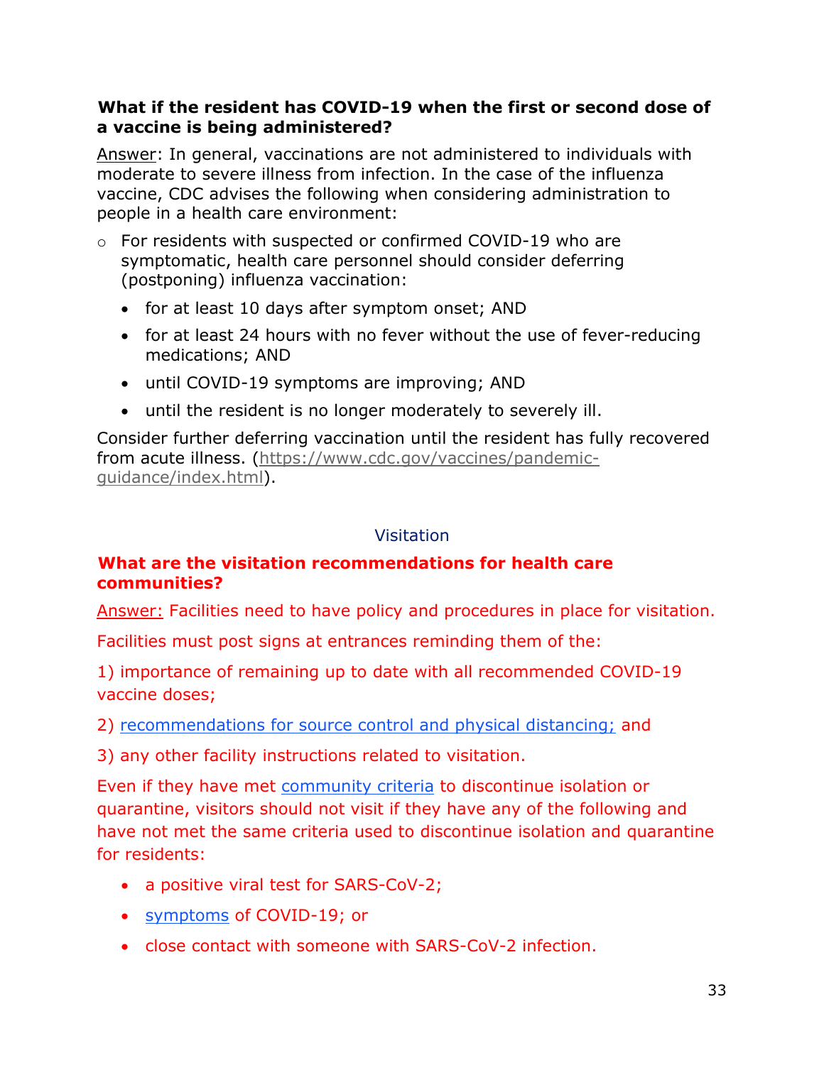**What if the resident has COVID-19 when the first or second dose of a vaccine is being administered?**

Answer: In general, vaccinations are not administered to individuals with moderate to severe illness from infection. In the case of the influenza vaccine, CDC advises the following when considering administration to people in a health care environment:

- For residents with suspected or confirmed COVID-19 who are symptomatic, health care personnel should consider deferring (postponing) influenza vaccination:
  - for at least 10 days after symptom onset; AND
  - for at least 24 hours with no fever without the use of fever-reducing medications; AND
  - until COVID-19 symptoms are improving; AND
  - until the resident is no longer moderately to severely ill.

Consider further deferring vaccination until the resident has fully recovered from acute illness. (https://www.cdc.gov/vaccines/pandemic-guidance/index.html).

## Visitation

**What are the visitation recommendations for health care communities?**

Answer: Facilities need to have policy and procedures in place for visitation.

Facilities must post signs at entrances reminding them of the:

1) importance of remaining up to date with all recommended COVID-19 vaccine doses;

2) recommendations for source control and physical distancing; and

3) any other facility instructions related to visitation.

Even if they have met community criteria to discontinue isolation or quarantine, visitors should not visit if they have any of the following and have not met the same criteria used to discontinue isolation and quarantine for residents:

- a positive viral test for SARS-CoV-2;
- symptoms of COVID-19; or
- close contact with someone with SARS-CoV-2 infection.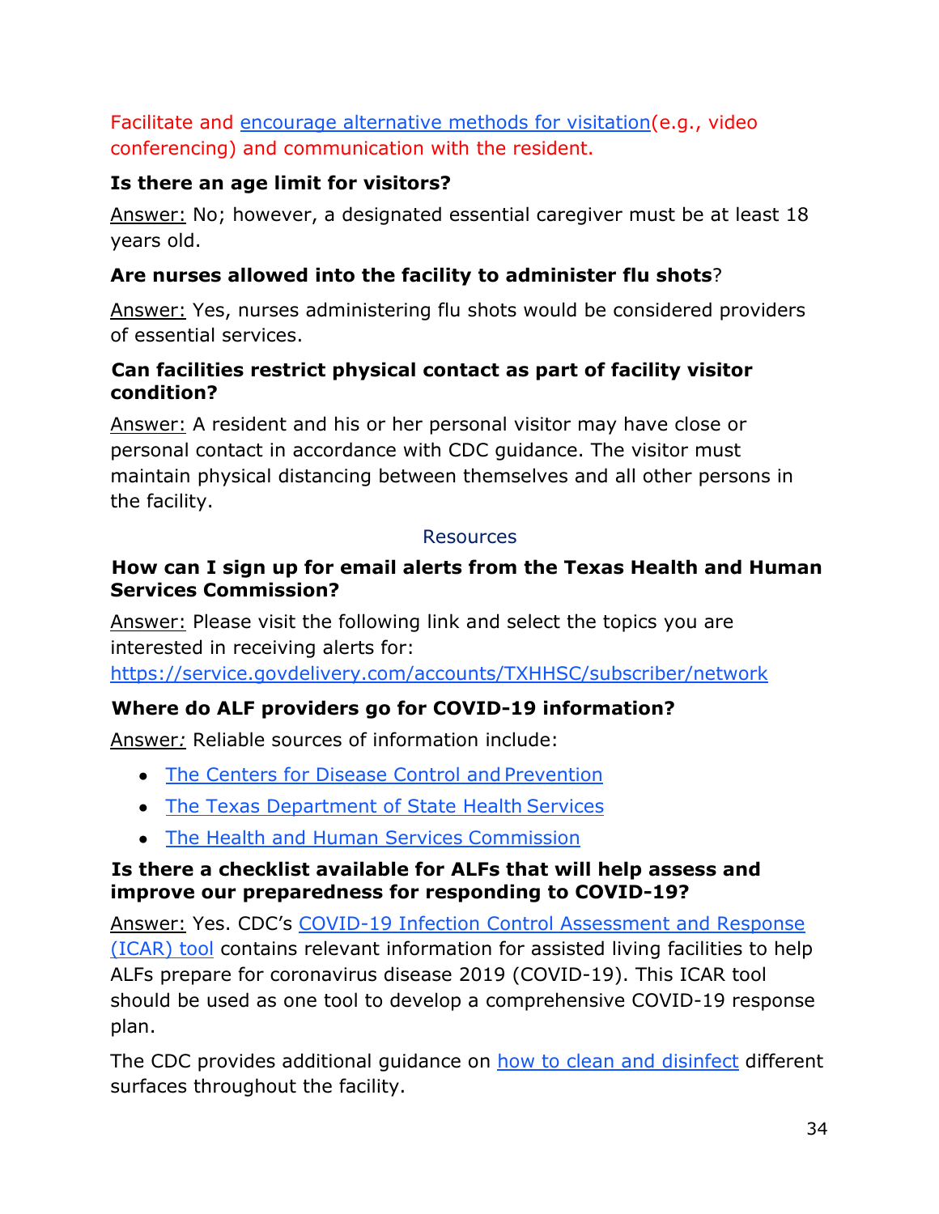Facilitate and encourage alternative methods for visitation(e.g., video conferencing) and communication with the resident.

**Is there an age limit for visitors?**

Answer: No; however, a designated essential caregiver must be at least 18 years old.

**Are nurses allowed into the facility to administer flu shots?**

Answer: Yes, nurses administering flu shots would be considered providers of essential services.

**Can facilities restrict physical contact as part of facility visitor condition?**

Answer: A resident and his or her personal visitor may have close or personal contact in accordance with CDC guidance. The visitor must maintain physical distancing between themselves and all other persons in the facility.

## Resources

**How can I sign up for email alerts from the Texas Health and Human Services Commission?**

Answer: Please visit the following link and select the topics you are interested in receiving alerts for: https://service.govdelivery.com/accounts/TXHHSC/subscriber/network

**Where do ALF providers go for COVID-19 information?**

Answer*:* Reliable sources of information include:

- The Centers for Disease Control and Prevention
- The Texas Department of State Health Services
- The Health and Human Services Commission

**Is there a checklist available for ALFs that will help assess and improve our preparedness for responding to COVID-19?**

Answer: Yes. CDC's COVID-19 Infection Control Assessment and Response (ICAR) tool contains relevant information for assisted living facilities to help ALFs prepare for coronavirus disease 2019 (COVID-19). This ICAR tool should be used as one tool to develop a comprehensive COVID-19 response plan.

The CDC provides additional guidance on how to clean and disinfect different surfaces throughout the facility.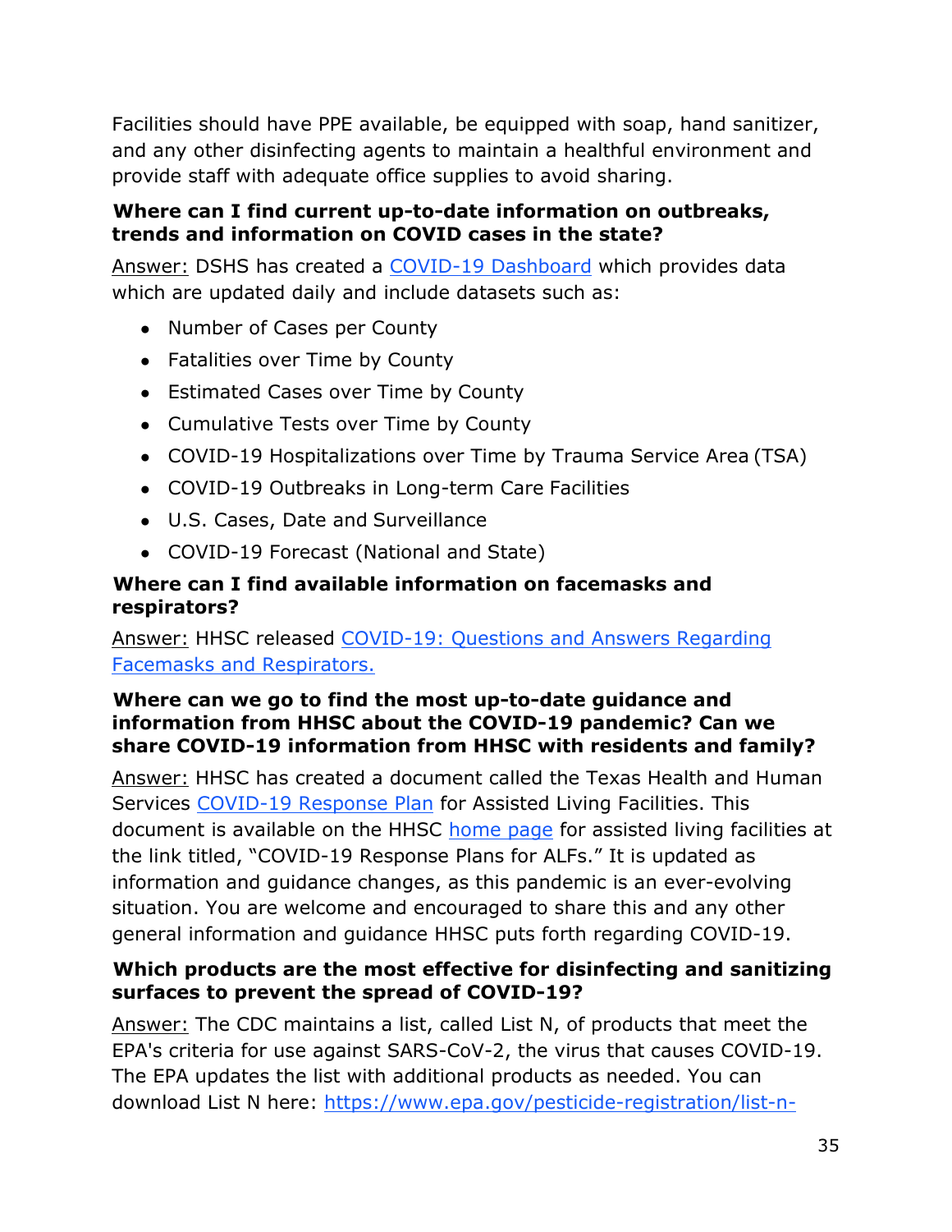Facilities should have PPE available, be equipped with soap, hand sanitizer, and any other disinfecting agents to maintain a healthful environment and provide staff with adequate office supplies to avoid sharing.

**Where can I find current up-to-date information on outbreaks, trends and information on COVID cases in the state?**

Answer: DSHS has created a COVID-19 Dashboard which provides data which are updated daily and include datasets such as:

- Number of Cases per County
- Fatalities over Time by County
- Estimated Cases over Time by County
- Cumulative Tests over Time by County
- COVID-19 Hospitalizations over Time by Trauma Service Area (TSA)
- COVID-19 Outbreaks in Long-term Care Facilities
- U.S. Cases, Date and Surveillance
- COVID-19 Forecast (National and State)

**Where can I find available information on facemasks and respirators?**

Answer: HHSC released COVID-19: Questions and Answers Regarding Facemasks and Respirators.

**Where can we go to find the most up-to-date guidance and information from HHSC about the COVID-19 pandemic? Can we share COVID-19 information from HHSC with residents and family?**

Answer: HHSC has created a document called the Texas Health and Human Services COVID-19 Response Plan for Assisted Living Facilities. This document is available on the HHSC home page for assisted living facilities at the link titled, "COVID-19 Response Plans for ALFs." It is updated as information and guidance changes, as this pandemic is an ever-evolving situation. You are welcome and encouraged to share this and any other general information and guidance HHSC puts forth regarding COVID-19.

**Which products are the most effective for disinfecting and sanitizing surfaces to prevent the spread of COVID-19?**

Answer: The CDC maintains a list, called List N, of products that meet the EPA's criteria for use against SARS-CoV-2, the virus that causes COVID-19. The EPA updates the list with additional products as needed. You can download List N here: https://www.epa.gov/pesticide-registration/list-n-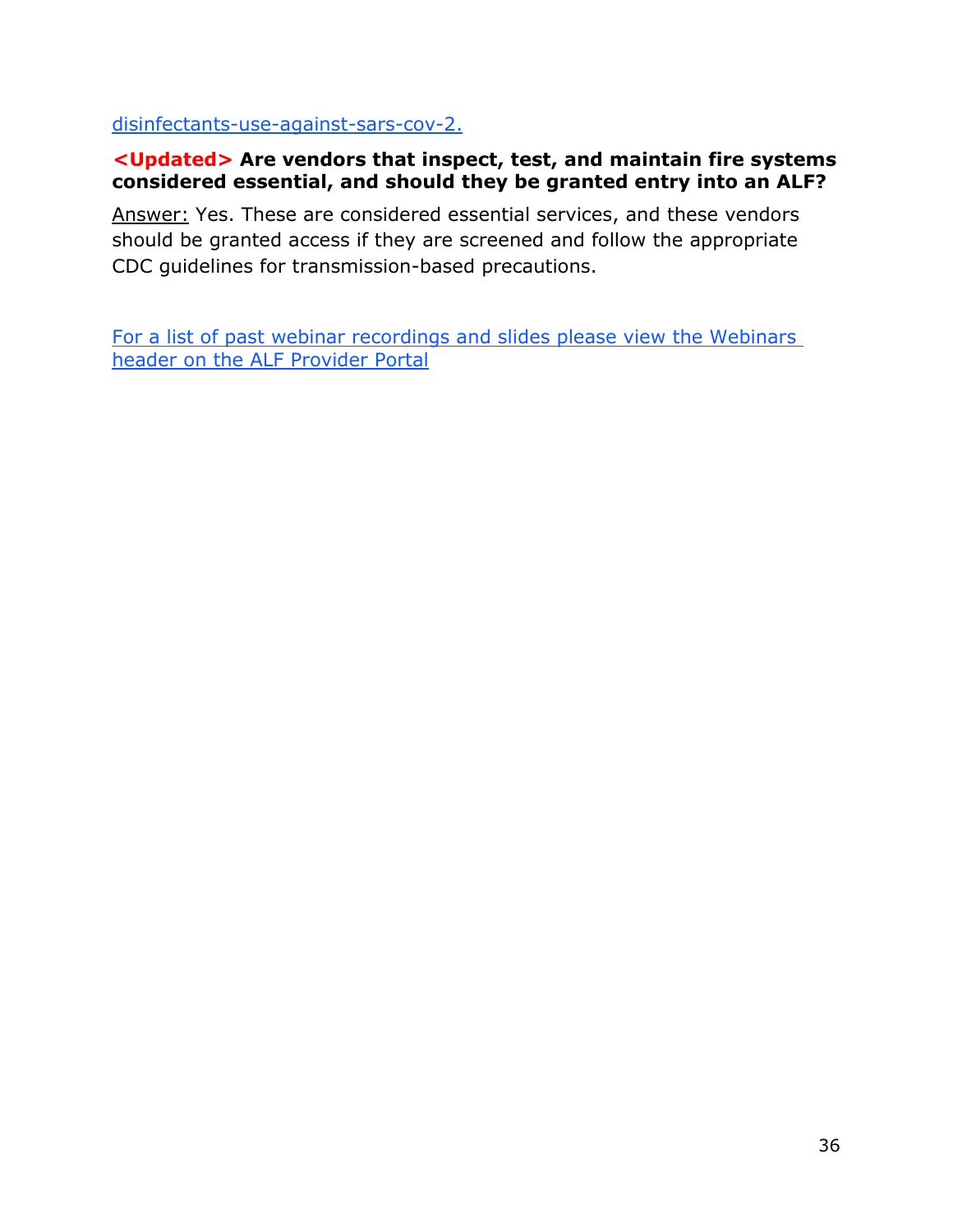disinfectants-use-against-sars-cov-2.

**<Updated> Are vendors that inspect, test, and maintain fire systems considered essential, and should they be granted entry into an ALF?**

Answer: Yes. These are considered essential services, and these vendors should be granted access if they are screened and follow the appropriate CDC guidelines for transmission-based precautions.

For a list of past webinar recordings and slides please view the Webinars header on the ALF Provider Portal